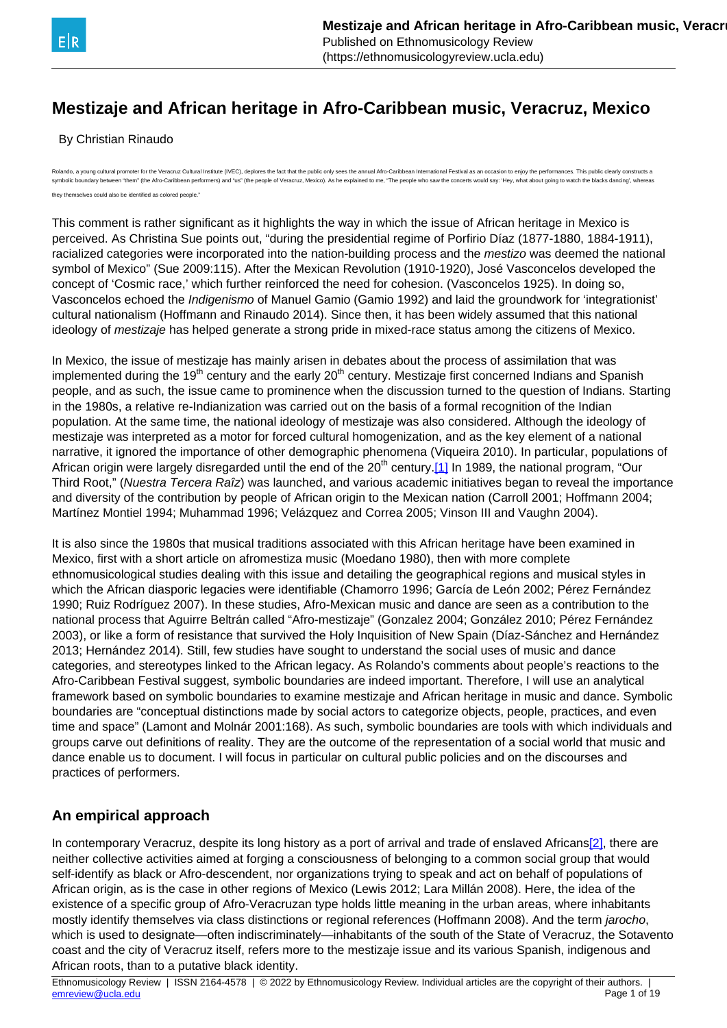# Mestizaje and African heritage in Afro-Caribbean music, Veracruz, Mexico

By Christian Rinaudo

Rolando, a young cultural promoter for the Veracruz Cultural Institute (IVEC), deplores the fact that the public only sees the annual Afro-Caribbean International Festival as an occasion to enjoy the performances. This public clearly constructs a symbolic boundary between "them" (the Afro-Caribbean performers) and "us" (the people of Veracruz, Mexico). As he explained to me, "The people who saw the concerts would say: 'Hey, what about going to watch the blacks dancing', whereas they themselves could also be identified as colored people."

This comment is rather significant as it highlights the way in which the issue of African heritage in Mexico is perceived. As Christina Sue points out, "during the presidential regime of Porfirio Díaz (1877-1880, 1884-1911), racialized categories were incorporated into the nation-building process and the *mestizo* was deemed the national symbol of Mexico" (Sue 2009:115). After the Mexican Revolution (1910-1920), José Vasconcelos developed the concept of 'Cosmic race,' which further reinforced the need for cohesion. (Vasconcelos 1925). In doing so, Vasconcelos echoed the *Indigenismo* of Manuel Gamio (Gamio 1992) and laid the groundwork for 'integrationist' cultural nationalism (Hoffmann and Rinaudo 2014). Since then, it has been widely assumed that this national ideology of *mestizaje* has helped generate a strong pride in mixed-race status among the citizens of Mexico.

In Mexico, the issue of mestizaje has mainly arisen in debates about the process of assimilation that was implemented during the 19th century and the early 20th century. Mestizaje first concerned Indians and Spanish people, and as such, the issue came to prominence when the discussion turned to the question of Indians. Starting in the 1980s, a relative re-Indianization was carried out on the basis of a formal recognition of the Indian population. At the same time, the national ideology of mestizaje was also considered. Although the ideology of mestizaje was interpreted as a motor for forced cultural homogenization, and as the key element of a national narrative, it ignored the importance of other demographic phenomena (Viqueira 2010). In particular, populations of African origin were largely disregarded until the end of the 20th century.[1] In 1989, the national program, "Our Third Root," (*Nuestra Tercera Raîz*) was launched, and various academic initiatives began to reveal the importance and diversity of the contribution by people of African origin to the Mexican nation (Carroll 2001; Hoffmann 2004; Martínez Montiel 1994; Muhammad 1996; Velázquez and Correa 2005; Vinson III and Vaughn 2004).

It is also since the 1980s that musical traditions associated with this African heritage have been examined in Mexico, first with a short article on afromestiza music (Moedano 1980), then with more complete ethnomusicological studies dealing with this issue and detailing the geographical regions and musical styles in which the African diasporic legacies were identifiable (Chamorro 1996; García de León 2002; Pérez Fernández 1990; Ruiz Rodríguez 2007). In these studies, Afro-Mexican music and dance are seen as a contribution to the national process that Aguirre Beltrán called "Afro-mestizaje" (Gonzalez 2004; González 2010; Pérez Fernández 2003), or like a form of resistance that survived the Holy Inquisition of New Spain (Díaz-Sánchez and Hernández 2013; Hernández 2014). Still, few studies have sought to understand the social uses of music and dance categories, and stereotypes linked to the African legacy. As Rolando's comments about people's reactions to the Afro-Caribbean Festival suggest, symbolic boundaries are indeed important. Therefore, I will use an analytical framework based on symbolic boundaries to examine mestizaje and African heritage in music and dance. Symbolic boundaries are "conceptual distinctions made by social actors to categorize objects, people, practices, and even time and space" (Lamont and Molnár 2001:168). As such, symbolic boundaries are tools with which individuals and groups carve out definitions of reality. They are the outcome of the representation of a social world that music and dance enable us to document. I will focus in particular on cultural public policies and on the discourses and practices of performers.

## An empirical approach

In contemporary Veracruz, despite its long history as a port of arrival and trade of enslaved Africans[2], there are neither collective activities aimed at forging a consciousness of belonging to a common social group that would self-identify as black or Afro-descendent, nor organizations trying to speak and act on behalf of populations of African origin, as is the case in other regions of Mexico (Lewis 2012; Lara Millán 2008). Here, the idea of the existence of a specific group of Afro-Veracruzan type holds little meaning in the urban areas, where inhabitants mostly identify themselves via class distinctions or regional references (Hoffmann 2008). And the term *jarocho*, which is used to designate—often indiscriminately—inhabitants of the south of the State of Veracruz, the Sotavento coast and the city of Veracruz itself, refers more to the mestizaje issue and its various Spanish, indigenous and African roots, than to a putative black identity.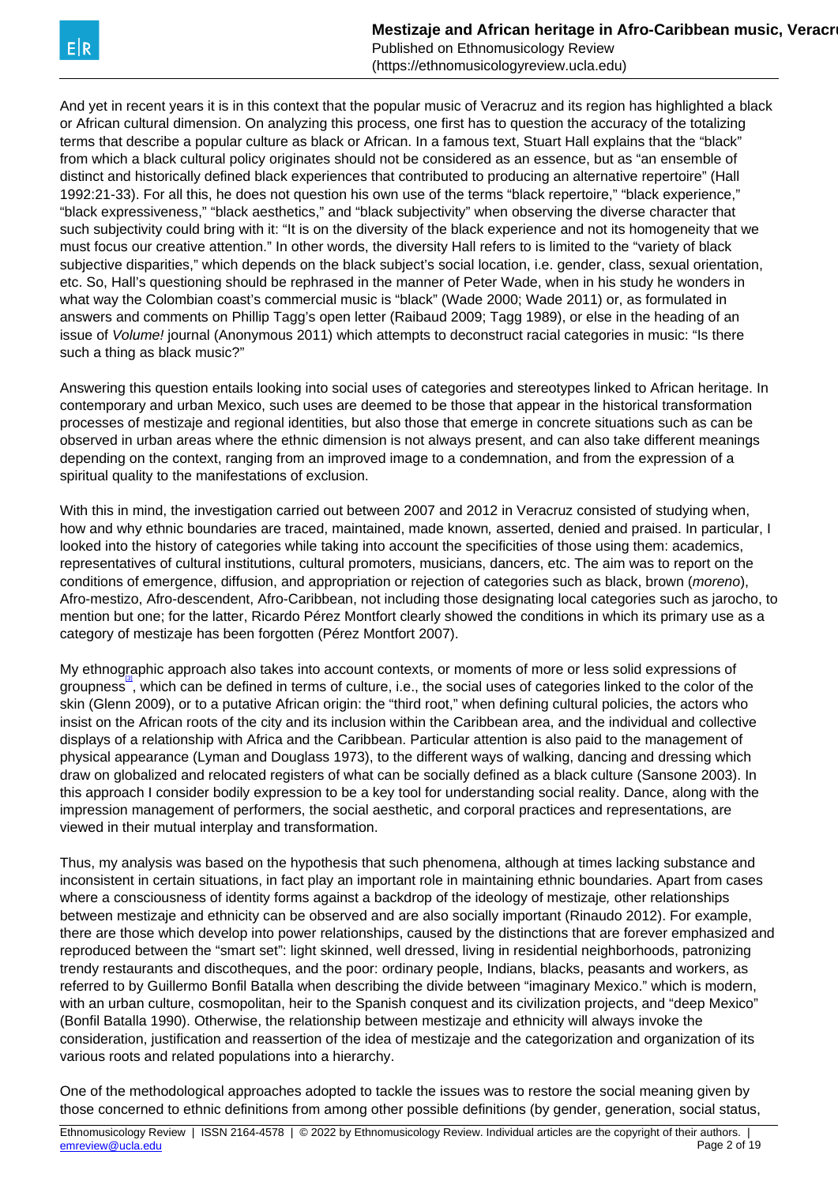And yet in recent years it is in this context that the popular music of Veracruz and its region has highlighted a black or African cultural dimension. On analyzing this process, one first has to question the accuracy of the totalizing terms that describe a popular culture as black or African. In a famous text, Stuart Hall explains that the "black" from which a black cultural policy originates should not be considered as an essence, but as "an ensemble of distinct and historically defined black experiences that contributed to producing an alternative repertoire" (Hall 1992:21-33). For all this, he does not question his own use of the terms "black repertoire," "black experience," "black expressiveness," "black aesthetics," and "black subjectivity" when observing the diverse character that such subjectivity could bring with it: "It is on the diversity of the black experience and not its homogeneity that we must focus our creative attention." In other words, the diversity Hall refers to is limited to the "variety of black subjective disparities," which depends on the black subject's social location, i.e. gender, class, sexual orientation, etc. So, Hall's questioning should be rephrased in the manner of Peter Wade, when in his study he wonders in what way the Colombian coast's commercial music is "black" (Wade 2000; Wade 2011) or, as formulated in answers and comments on Phillip Tagg's open letter (Raibaud 2009; Tagg 1989), or else in the heading of an issue of *Volume!* journal (Anonymous 2011) which attempts to deconstruct racial categories in music: "Is there such a thing as black music?"

Answering this question entails looking into social uses of categories and stereotypes linked to African heritage. In contemporary and urban Mexico, such uses are deemed to be those that appear in the historical transformation processes of mestizaje and regional identities, but also those that emerge in concrete situations such as can be observed in urban areas where the ethnic dimension is not always present, and can also take different meanings depending on the context, ranging from an improved image to a condemnation, and from the expression of a spiritual quality to the manifestations of exclusion.

With this in mind, the investigation carried out between 2007 and 2012 in Veracruz consisted of studying when, how and why ethnic boundaries are traced, maintained, made known, asserted, denied and praised. In particular, I looked into the history of categories while taking into account the specificities of those using them: academics, representatives of cultural institutions, cultural promoters, musicians, dancers, etc. The aim was to report on the conditions of emergence, diffusion, and appropriation or rejection of categories such as black, brown (*moreno*), Afro-mestizo, Afro-descendent, Afro-Caribbean, not including those designating local categories such as jarocho, to mention but one; for the latter, Ricardo Pérez Montfort clearly showed the conditions in which its primary use as a category of mestizaje has been forgotten (Pérez Montfort 2007).

My ethnographic approach also takes into account contexts, or moments of more or less solid expressions of groupness[3], which can be defined in terms of culture, i.e., the social uses of categories linked to the color of the skin (Glenn 2009), or to a putative African origin: the "third root," when defining cultural policies, the actors who insist on the African roots of the city and its inclusion within the Caribbean area, and the individual and collective displays of a relationship with Africa and the Caribbean. Particular attention is also paid to the management of physical appearance (Lyman and Douglass 1973), to the different ways of walking, dancing and dressing which draw on globalized and relocated registers of what can be socially defined as a black culture (Sansone 2003). In this approach I consider bodily expression to be a key tool for understanding social reality. Dance, along with the impression management of performers, the social aesthetic, and corporal practices and representations, are viewed in their mutual interplay and transformation.

Thus, my analysis was based on the hypothesis that such phenomena, although at times lacking substance and inconsistent in certain situations, in fact play an important role in maintaining ethnic boundaries. Apart from cases where a consciousness of identity forms against a backdrop of the ideology of mestizaje, other relationships between mestizaje and ethnicity can be observed and are also socially important (Rinaudo 2012). For example, there are those which develop into power relationships, caused by the distinctions that are forever emphasized and reproduced between the "smart set": light skinned, well dressed, living in residential neighborhoods, patronizing trendy restaurants and discotheques, and the poor: ordinary people, Indians, blacks, peasants and workers, as referred to by Guillermo Bonfil Batalla when describing the divide between "imaginary Mexico." which is modern, with an urban culture, cosmopolitan, heir to the Spanish conquest and its civilization projects, and "deep Mexico" (Bonfil Batalla 1990). Otherwise, the relationship between mestizaje and ethnicity will always invoke the consideration, justification and reassertion of the idea of mestizaje and the categorization and organization of its various roots and related populations into a hierarchy.

One of the methodological approaches adopted to tackle the issues was to restore the social meaning given by those concerned to ethnic definitions from among other possible definitions (by gender, generation, social status,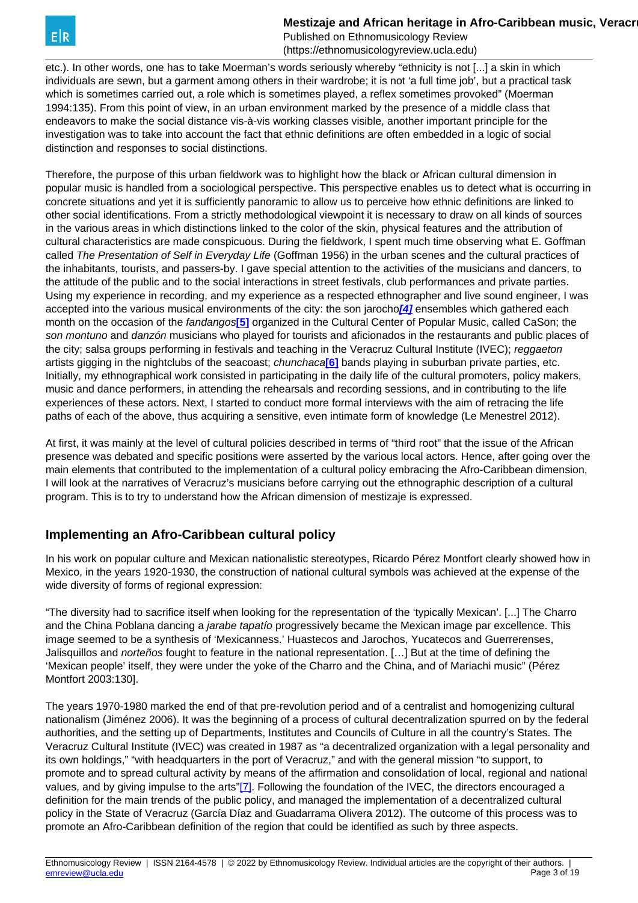etc.). In other words, one has to take Moerman's words seriously whereby "ethnicity is not [...] a skin in which individuals are sewn, but a garment among others in their wardrobe; it is not 'a full time job', but a practical task which is sometimes carried out, a role which is sometimes played, a reflex sometimes provoked" (Moerman 1994:135). From this point of view, in an urban environment marked by the presence of a middle class that endeavors to make the social distance vis-à-vis working classes visible, another important principle for the investigation was to take into account the fact that ethnic definitions are often embedded in a logic of social distinction and responses to social distinctions.

Therefore, the purpose of this urban fieldwork was to highlight how the black or African cultural dimension in popular music is handled from a sociological perspective. This perspective enables us to detect what is occurring in concrete situations and yet it is sufficiently panoramic to allow us to perceive how ethnic definitions are linked to other social identifications. From a strictly methodological viewpoint it is necessary to draw on all kinds of sources in the various areas in which distinctions linked to the color of the skin, physical features and the attribution of cultural characteristics are made conspicuous. During the fieldwork, I spent much time observing what E. Goffman called *The Presentation of Self in Everyday Life* (Goffman 1956) in the urban scenes and the cultural practices of the inhabitants, tourists, and passers-by. I gave special attention to the activities of the musicians and dancers, to the attitude of the public and to the social interactions in street festivals, club performances and private parties. Using my experience in recording, and my experience as a respected ethnographer and live sound engineer, I was accepted into the various musical environments of the city: the son jarocho[4] ensembles which gathered each month on the occasion of the *fandangos*[5] organized in the Cultural Center of Popular Music, called CaSon; the *son montuno* and *danzón* musicians who played for tourists and aficionados in the restaurants and public places of the city; salsa groups performing in festivals and teaching in the Veracruz Cultural Institute (IVEC); *reggaeton* artists gigging in the nightclubs of the seacoast; *chunchaca*[6] bands playing in suburban private parties, etc. Initially, my ethnographical work consisted in participating in the daily life of the cultural promoters, policy makers, music and dance performers, in attending the rehearsals and recording sessions, and in contributing to the life experiences of these actors. Next, I started to conduct more formal interviews with the aim of retracing the life paths of each of the above, thus acquiring a sensitive, even intimate form of knowledge (Le Menestrel 2012).

At first, it was mainly at the level of cultural policies described in terms of "third root" that the issue of the African presence was debated and specific positions were asserted by the various local actors. Hence, after going over the main elements that contributed to the implementation of a cultural policy embracing the Afro-Caribbean dimension, I will look at the narratives of Veracruz's musicians before carrying out the ethnographic description of a cultural program. This is to try to understand how the African dimension of mestizaje is expressed.

## Implementing an Afro-Caribbean cultural policy

In his work on popular culture and Mexican nationalistic stereotypes, Ricardo Pérez Montfort clearly showed how in Mexico, in the years 1920-1930, the construction of national cultural symbols was achieved at the expense of the wide diversity of forms of regional expression:

"The diversity had to sacrifice itself when looking for the representation of the 'typically Mexican'. [...] The Charro and the China Poblana dancing a *jarabe tapatío* progressively became the Mexican image par excellence. This image seemed to be a synthesis of 'Mexicanness.' Huastecos and Jarochos, Yucatecos and Guerrerenses, Jalisquillos and *norteños* fought to feature in the national representation. […] But at the time of defining the 'Mexican people' itself, they were under the yoke of the Charro and the China, and of Mariachi music" (Pérez Montfort 2003:130].

The years 1970-1980 marked the end of that pre-revolution period and of a centralist and homogenizing cultural nationalism (Jiménez 2006). It was the beginning of a process of cultural decentralization spurred on by the federal authorities, and the setting up of Departments, Institutes and Councils of Culture in all the country's States. The Veracruz Cultural Institute (IVEC) was created in 1987 as "a decentralized organization with a legal personality and its own holdings," "with headquarters in the port of Veracruz," and with the general mission "to support, to promote and to spread cultural activity by means of the affirmation and consolidation of local, regional and national values, and by giving impulse to the arts"[7]. Following the foundation of the IVEC, the directors encouraged a definition for the main trends of the public policy, and managed the implementation of a decentralized cultural policy in the State of Veracruz (García Díaz and Guadarrama Olivera 2012). The outcome of this process was to promote an Afro-Caribbean definition of the region that could be identified as such by three aspects.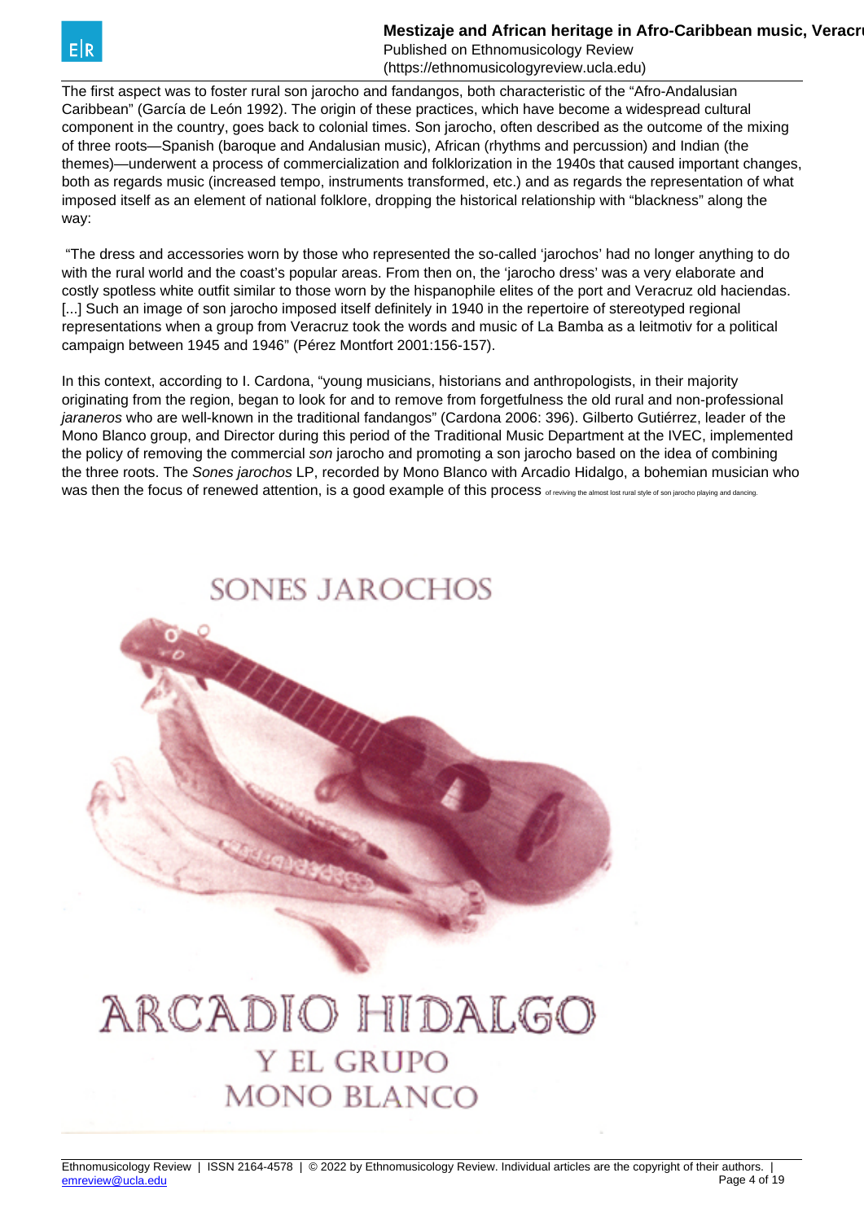The first aspect was to foster rural son jarocho and fandangos, both characteristic of the “Afro-Andalusian Caribbean” (García de León 1992). The origin of these practices, which have become a widespread cultural component in the country, goes back to colonial times. Son jarocho, often described as the outcome of the mixing of three roots—Spanish (baroque and Andalusian music), African (rhythms and percussion) and Indian (the themes)—underwent a process of commercialization and folklorization in the 1940s that caused important changes, both as regards music (increased tempo, instruments transformed, etc.) and as regards the representation of what imposed itself as an element of national folklore, dropping the historical relationship with “blackness” along the way:

“The dress and accessories worn by those who represented the so-called ‘jarochos’ had no longer anything to do with the rural world and the coast’s popular areas. From then on, the ‘jarocho dress’ was a very elaborate and costly spotless white outfit similar to those worn by the hispanophile elites of the port and Veracruz old haciendas. [...] Such an image of son jarocho imposed itself definitely in 1940 in the repertoire of stereotyped regional representations when a group from Veracruz took the words and music of La Bamba as a leitmotiv for a political campaign between 1945 and 1946” (Pérez Montfort 2001:156-157).

In this context, according to I. Cardona, “young musicians, historians and anthropologists, in their majority originating from the region, began to look for and to remove from forgetfulness the old rural and non-professional *jaraneros* who are well-known in the traditional fandangos” (Cardona 2006: 396). Gilberto Gutiérrez, leader of the Mono Blanco group, and Director during this period of the Traditional Music Department at the IVEC, implemented the policy of removing the commercial *son* jarocho and promoting a son jarocho based on the idea of combining the three roots. The *Sones jarochos* LP, recorded by Mono Blanco with Arcadio Hidalgo, a bohemian musician who was then the focus of renewed attention, is a good example of this process of reviving the almost lost rural style of son jarocho playing and dancing.

SONES JAROCHOS

ARCADIO HIDALGO Y EL GRUPO MONO BLANCO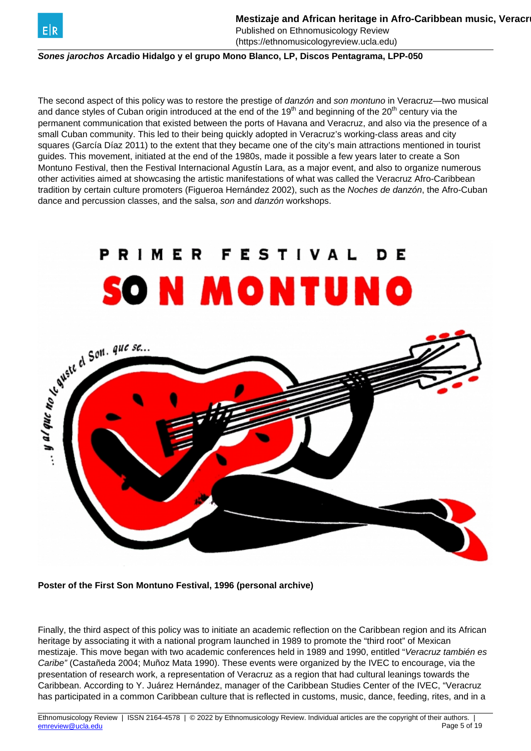***Sones jarochos*** **Arcadio Hidalgo y el grupo Mono Blanco, LP, Discos Pentagrama, LPP-050**

The second aspect of this policy was to restore the prestige of *danzón* and *son montuno* in Veracruz—two musical and dance styles of Cuban origin introduced at the end of the 19th and beginning of the 20th century via the permanent communication that existed between the ports of Havana and Veracruz, and also via the presence of a small Cuban community. This led to their being quickly adopted in Veracruz's working-class areas and city squares (García Díaz 2011) to the extent that they became one of the city's main attractions mentioned in tourist guides. This movement, initiated at the end of the 1980s, made it possible a few years later to create a Son Montuno Festival, then the Festival Internacional Agustín Lara, as a major event, and also to organize numerous other activities aimed at showcasing the artistic manifestations of what was called the Veracruz Afro-Caribbean tradition by certain culture promoters (Figueroa Hernández 2002), such as the *Noches de danzón*, the Afro-Cuban dance and percussion classes, and the salsa, *son* and *danzón* workshops.

**Poster of the First Son Montuno Festival, 1996 (personal archive)**

Finally, the third aspect of this policy was to initiate an academic reflection on the Caribbean region and its African heritage by associating it with a national program launched in 1989 to promote the "third root" of Mexican mestizaje. This move began with two academic conferences held in 1989 and 1990, entitled "*Veracruz también es Caribe"* (Castañeda 2004; Muñoz Mata 1990). These events were organized by the IVEC to encourage, via the presentation of research work, a representation of Veracruz as a region that had cultural leanings towards the Caribbean. According to Y. Juárez Hernández, manager of the Caribbean Studies Center of the IVEC, "Veracruz has participated in a common Caribbean culture that is reflected in customs, music, dance, feeding, rites, and in a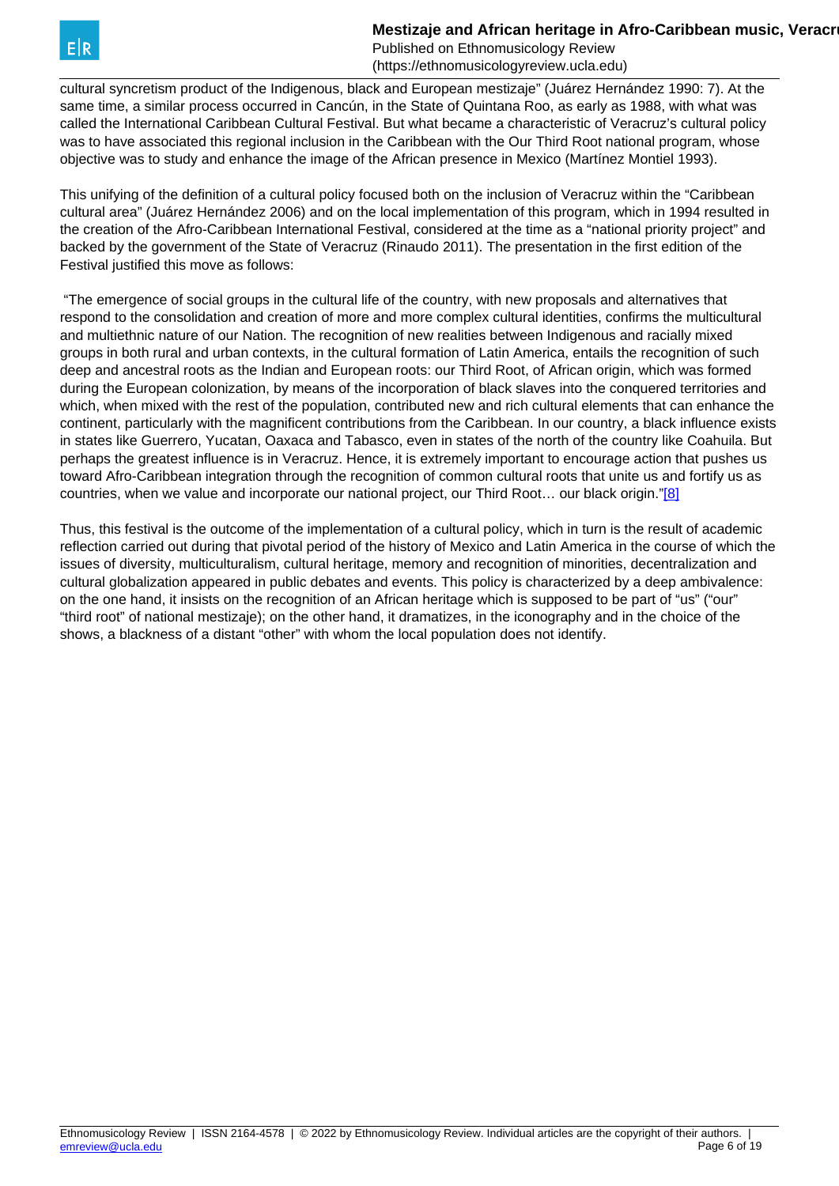cultural syncretism product of the Indigenous, black and European mestizaje" (Juárez Hernández 1990: 7). At the same time, a similar process occurred in Cancún, in the State of Quintana Roo, as early as 1988, with what was called the International Caribbean Cultural Festival. But what became a characteristic of Veracruz's cultural policy was to have associated this regional inclusion in the Caribbean with the Our Third Root national program, whose objective was to study and enhance the image of the African presence in Mexico (Martínez Montiel 1993).

This unifying of the definition of a cultural policy focused both on the inclusion of Veracruz within the "Caribbean cultural area" (Juárez Hernández 2006) and on the local implementation of this program, which in 1994 resulted in the creation of the Afro-Caribbean International Festival, considered at the time as a "national priority project" and backed by the government of the State of Veracruz (Rinaudo 2011). The presentation in the first edition of the Festival justified this move as follows:

"The emergence of social groups in the cultural life of the country, with new proposals and alternatives that respond to the consolidation and creation of more and more complex cultural identities, confirms the multicultural and multiethnic nature of our Nation. The recognition of new realities between Indigenous and racially mixed groups in both rural and urban contexts, in the cultural formation of Latin America, entails the recognition of such deep and ancestral roots as the Indian and European roots: our Third Root, of African origin, which was formed during the European colonization, by means of the incorporation of black slaves into the conquered territories and which, when mixed with the rest of the population, contributed new and rich cultural elements that can enhance the continent, particularly with the magnificent contributions from the Caribbean. In our country, a black influence exists in states like Guerrero, Yucatan, Oaxaca and Tabasco, even in states of the north of the country like Coahuila. But perhaps the greatest influence is in Veracruz. Hence, it is extremely important to encourage action that pushes us toward Afro-Caribbean integration through the recognition of common cultural roots that unite us and fortify us as countries, when we value and incorporate our national project, our Third Root… our black origin."[8]

Thus, this festival is the outcome of the implementation of a cultural policy, which in turn is the result of academic reflection carried out during that pivotal period of the history of Mexico and Latin America in the course of which the issues of diversity, multiculturalism, cultural heritage, memory and recognition of minorities, decentralization and cultural globalization appeared in public debates and events. This policy is characterized by a deep ambivalence: on the one hand, it insists on the recognition of an African heritage which is supposed to be part of "us" ("our" "third root" of national mestizaje); on the other hand, it dramatizes, in the iconography and in the choice of the shows, a blackness of a distant "other" with whom the local population does not identify.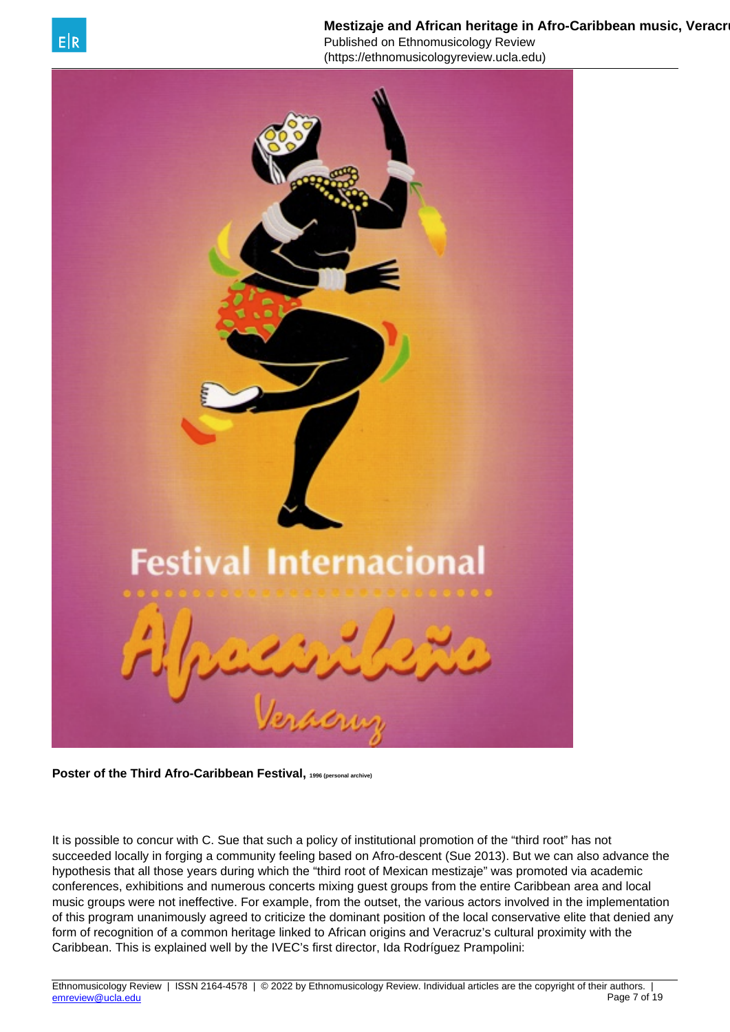**Poster of the Third Afro-Caribbean Festival,** 1996 (personal archive)

It is possible to concur with C. Sue that such a policy of institutional promotion of the “third root” has not succeeded locally in forging a community feeling based on Afro-descent (Sue 2013). But we can also advance the hypothesis that all those years during which the “third root of Mexican mestizaje” was promoted via academic conferences, exhibitions and numerous concerts mixing guest groups from the entire Caribbean area and local music groups were not ineffective. For example, from the outset, the various actors involved in the implementation of this program unanimously agreed to criticize the dominant position of the local conservative elite that denied any form of recognition of a common heritage linked to African origins and Veracruz’s cultural proximity with the Caribbean. This is explained well by the IVEC’s first director, Ida Rodríguez Prampolini: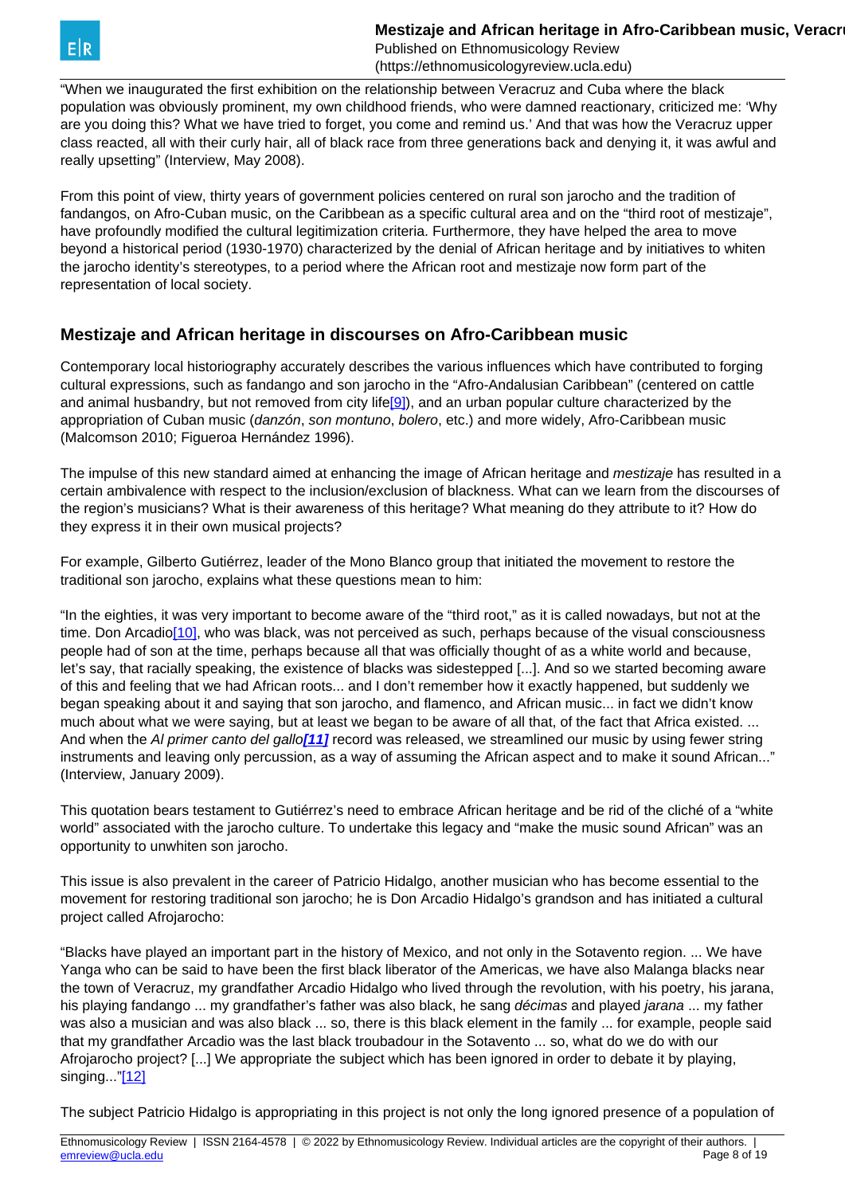"When we inaugurated the first exhibition on the relationship between Veracruz and Cuba where the black population was obviously prominent, my own childhood friends, who were damned reactionary, criticized me: 'Why are you doing this? What we have tried to forget, you come and remind us.' And that was how the Veracruz upper class reacted, all with their curly hair, all of black race from three generations back and denying it, it was awful and really upsetting" (Interview, May 2008).

From this point of view, thirty years of government policies centered on rural son jarocho and the tradition of fandangos, on Afro-Cuban music, on the Caribbean as a specific cultural area and on the "third root of mestizaje", have profoundly modified the cultural legitimization criteria. Furthermore, they have helped the area to move beyond a historical period (1930-1970) characterized by the denial of African heritage and by initiatives to whiten the jarocho identity's stereotypes, to a period where the African root and mestizaje now form part of the representation of local society.

## Mestizaje and African heritage in discourses on Afro-Caribbean music

Contemporary local historiography accurately describes the various influences which have contributed to forging cultural expressions, such as fandango and son jarocho in the "Afro-Andalusian Caribbean" (centered on cattle and animal husbandry, but not removed from city life[9]), and an urban popular culture characterized by the appropriation of Cuban music (*danzón*, *son montuno*, *bolero*, etc.) and more widely, Afro-Caribbean music (Malcomson 2010; Figueroa Hernández 1996).

The impulse of this new standard aimed at enhancing the image of African heritage and *mestizaje* has resulted in a certain ambivalence with respect to the inclusion/exclusion of blackness. What can we learn from the discourses of the region's musicians? What is their awareness of this heritage? What meaning do they attribute to it? How do they express it in their own musical projects?

For example, Gilberto Gutiérrez, leader of the Mono Blanco group that initiated the movement to restore the traditional son jarocho, explains what these questions mean to him:

"In the eighties, it was very important to become aware of the "third root," as it is called nowadays, but not at the time. Don Arcadio[10], who was black, was not perceived as such, perhaps because of the visual consciousness people had of son at the time, perhaps because all that was officially thought of as a white world and because, let's say, that racially speaking, the existence of blacks was sidestepped [...]. And so we started becoming aware of this and feeling that we had African roots... and I don't remember how it exactly happened, but suddenly we began speaking about it and saying that son jarocho, and flamenco, and African music... in fact we didn't know much about what we were saying, but at least we began to be aware of all that, of the fact that Africa existed. ... And when the *Al primer canto del gallo*[11] record was released, we streamlined our music by using fewer string instruments and leaving only percussion, as a way of assuming the African aspect and to make it sound African..." (Interview, January 2009).

This quotation bears testament to Gutiérrez's need to embrace African heritage and be rid of the cliché of a "white world" associated with the jarocho culture. To undertake this legacy and "make the music sound African" was an opportunity to unwhiten son jarocho.

This issue is also prevalent in the career of Patricio Hidalgo, another musician who has become essential to the movement for restoring traditional son jarocho; he is Don Arcadio Hidalgo's grandson and has initiated a cultural project called Afrojarocho:

"Blacks have played an important part in the history of Mexico, and not only in the Sotavento region. ... We have Yanga who can be said to have been the first black liberator of the Americas, we have also Malanga blacks near the town of Veracruz, my grandfather Arcadio Hidalgo who lived through the revolution, with his poetry, his jarana, his playing fandango ... my grandfather's father was also black, he sang *décimas* and played *jarana* ... my father was also a musician and was also black ... so, there is this black element in the family ... for example, people said that my grandfather Arcadio was the last black troubadour in the Sotavento ... so, what do we do with our Afrojarocho project? [...] We appropriate the subject which has been ignored in order to debate it by playing, singing..."[12]

The subject Patricio Hidalgo is appropriating in this project is not only the long ignored presence of a population of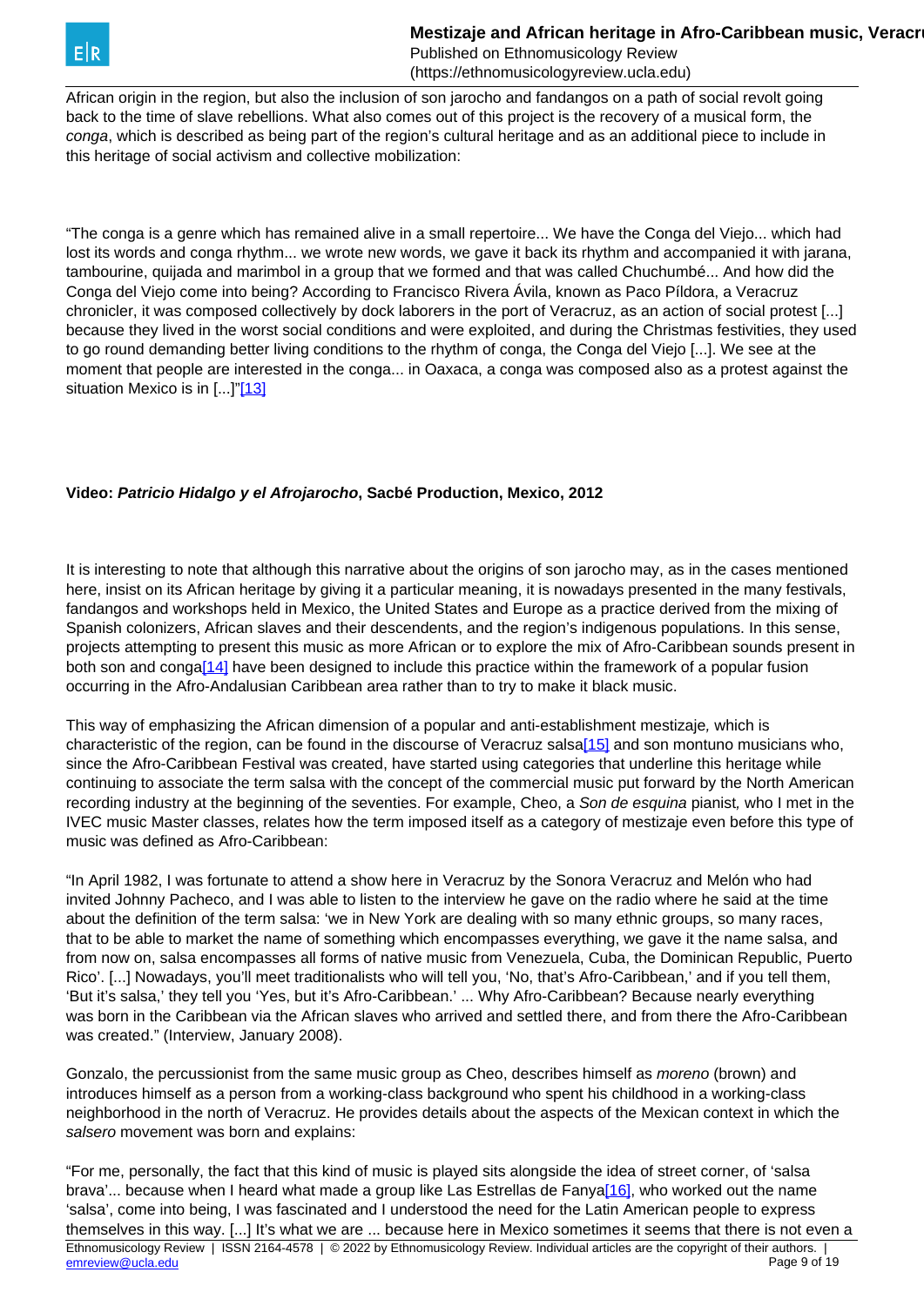African origin in the region, but also the inclusion of son jarocho and fandangos on a path of social revolt going back to the time of slave rebellions. What also comes out of this project is the recovery of a musical form, the *conga*, which is described as being part of the region's cultural heritage and as an additional piece to include in this heritage of social activism and collective mobilization:

"The conga is a genre which has remained alive in a small repertoire... We have the Conga del Viejo... which had lost its words and conga rhythm... we wrote new words, we gave it back its rhythm and accompanied it with jarana, tambourine, quijada and marimbol in a group that we formed and that was called Chuchumbé... And how did the Conga del Viejo come into being? According to Francisco Rivera Ávila, known as Paco Píldora, a Veracruz chronicler, it was composed collectively by dock laborers in the port of Veracruz, as an action of social protest [...] because they lived in the worst social conditions and were exploited, and during the Christmas festivities, they used to go round demanding better living conditions to the rhythm of conga, the Conga del Viejo [...]. We see at the moment that people are interested in the conga... in Oaxaca, a conga was composed also as a protest against the situation Mexico is in [...]"[13]

**Video: *Patricio Hidalgo y el Afrojarocho*, Sacbé Production, Mexico, 2012**

It is interesting to note that although this narrative about the origins of son jarocho may, as in the cases mentioned here, insist on its African heritage by giving it a particular meaning, it is nowadays presented in the many festivals, fandangos and workshops held in Mexico, the United States and Europe as a practice derived from the mixing of Spanish colonizers, African slaves and their descendents, and the region's indigenous populations. In this sense, projects attempting to present this music as more African or to explore the mix of Afro-Caribbean sounds present in both son and conga[14] have been designed to include this practice within the framework of a popular fusion occurring in the Afro-Andalusian Caribbean area rather than to try to make it black music.

This way of emphasizing the African dimension of a popular and anti-establishment mestizaje*,* which is characteristic of the region, can be found in the discourse of Veracruz salsa[15] and son montuno musicians who, since the Afro-Caribbean Festival was created, have started using categories that underline this heritage while continuing to associate the term salsa with the concept of the commercial music put forward by the North American recording industry at the beginning of the seventies. For example, Cheo, a *Son de esquina* pianist*,* who I met in the IVEC music Master classes, relates how the term imposed itself as a category of mestizaje even before this type of music was defined as Afro-Caribbean:

"In April 1982, I was fortunate to attend a show here in Veracruz by the Sonora Veracruz and Melón who had invited Johnny Pacheco, and I was able to listen to the interview he gave on the radio where he said at the time about the definition of the term salsa: 'we in New York are dealing with so many ethnic groups, so many races, that to be able to market the name of something which encompasses everything, we gave it the name salsa, and from now on, salsa encompasses all forms of native music from Venezuela, Cuba, the Dominican Republic, Puerto Rico'. [...] Nowadays, you'll meet traditionalists who will tell you, 'No, that's Afro-Caribbean,' and if you tell them, 'But it's salsa,' they tell you 'Yes, but it's Afro-Caribbean.' ... Why Afro-Caribbean? Because nearly everything was born in the Caribbean via the African slaves who arrived and settled there, and from there the Afro-Caribbean was created." (Interview, January 2008).

Gonzalo, the percussionist from the same music group as Cheo, describes himself as *moreno* (brown) and introduces himself as a person from a working-class background who spent his childhood in a working-class neighborhood in the north of Veracruz. He provides details about the aspects of the Mexican context in which the *salsero* movement was born and explains:

"For me, personally, the fact that this kind of music is played sits alongside the idea of street corner, of 'salsa brava'... because when I heard what made a group like Las Estrellas de Fanya[16], who worked out the name 'salsa', come into being, I was fascinated and I understood the need for the Latin American people to express themselves in this way. [...] It's what we are ... because here in Mexico sometimes it seems that there is not even a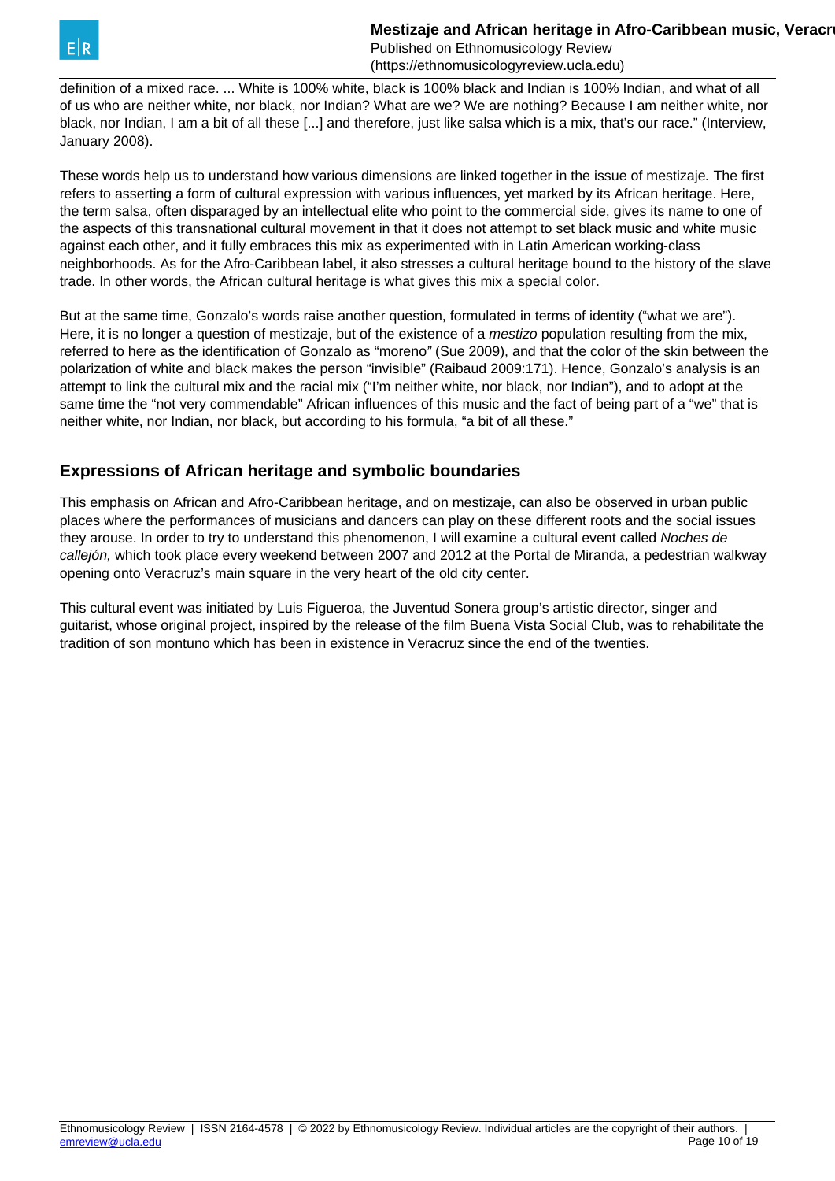definition of a mixed race. ... White is 100% white, black is 100% black and Indian is 100% Indian, and what of all of us who are neither white, nor black, nor Indian? What are we? We are nothing? Because I am neither white, nor black, nor Indian, I am a bit of all these [...] and therefore, just like salsa which is a mix, that's our race." (Interview, January 2008).

These words help us to understand how various dimensions are linked together in the issue of mestizaje*.* The first refers to asserting a form of cultural expression with various influences, yet marked by its African heritage. Here, the term salsa, often disparaged by an intellectual elite who point to the commercial side, gives its name to one of the aspects of this transnational cultural movement in that it does not attempt to set black music and white music against each other, and it fully embraces this mix as experimented with in Latin American working-class neighborhoods. As for the Afro-Caribbean label, it also stresses a cultural heritage bound to the history of the slave trade. In other words, the African cultural heritage is what gives this mix a special color.

But at the same time, Gonzalo's words raise another question, formulated in terms of identity ("what we are"). Here, it is no longer a question of mestizaje, but of the existence of a *mestizo* population resulting from the mix, referred to here as the identification of Gonzalo as "moreno*"* (Sue 2009), and that the color of the skin between the polarization of white and black makes the person "invisible" (Raibaud 2009:171). Hence, Gonzalo's analysis is an attempt to link the cultural mix and the racial mix ("I'm neither white, nor black, nor Indian"), and to adopt at the same time the "not very commendable" African influences of this music and the fact of being part of a "we" that is neither white, nor Indian, nor black, but according to his formula, "a bit of all these."

## Expressions of African heritage and symbolic boundaries

This emphasis on African and Afro-Caribbean heritage, and on mestizaje, can also be observed in urban public places where the performances of musicians and dancers can play on these different roots and the social issues they arouse. In order to try to understand this phenomenon, I will examine a cultural event called *Noches de callejón,* which took place every weekend between 2007 and 2012 at the Portal de Miranda, a pedestrian walkway opening onto Veracruz's main square in the very heart of the old city center.

This cultural event was initiated by Luis Figueroa, the Juventud Sonera group's artistic director, singer and guitarist, whose original project, inspired by the release of the film Buena Vista Social Club, was to rehabilitate the tradition of son montuno which has been in existence in Veracruz since the end of the twenties.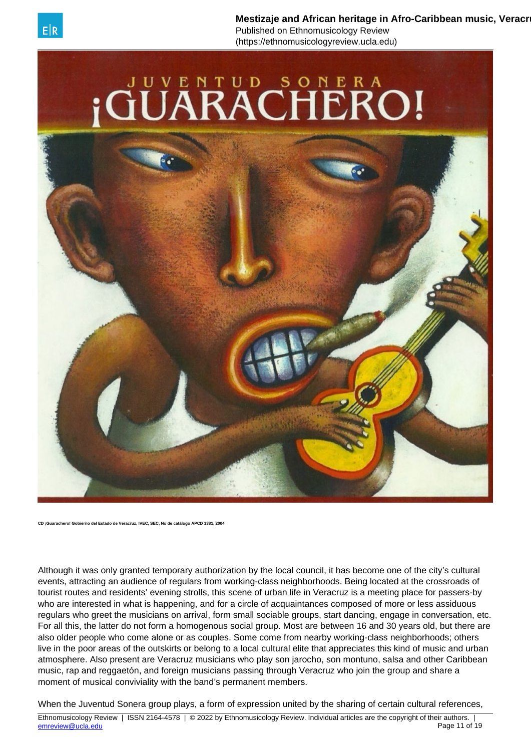CD ¡Guarachero! Gobierno del Estado de Veracruz, IVEC, SEC, No de catálogo APCD 1381, 2004

Although it was only granted temporary authorization by the local council, it has become one of the city's cultural events, attracting an audience of regulars from working-class neighborhoods. Being located at the crossroads of tourist routes and residents' evening strolls, this scene of urban life in Veracruz is a meeting place for passers-by who are interested in what is happening, and for a circle of acquaintances composed of more or less assiduous regulars who greet the musicians on arrival, form small sociable groups, start dancing, engage in conversation, etc. For all this, the latter do not form a homogenous social group. Most are between 16 and 30 years old, but there are also older people who come alone or as couples. Some come from nearby working-class neighborhoods; others live in the poor areas of the outskirts or belong to a local cultural elite that appreciates this kind of music and urban atmosphere. Also present are Veracruz musicians who play son jarocho, son montuno, salsa and other Caribbean music, rap and reggaetón, and foreign musicians passing through Veracruz who join the group and share a moment of musical conviviality with the band's permanent members.

When the Juventud Sonera group plays, a form of expression united by the sharing of certain cultural references,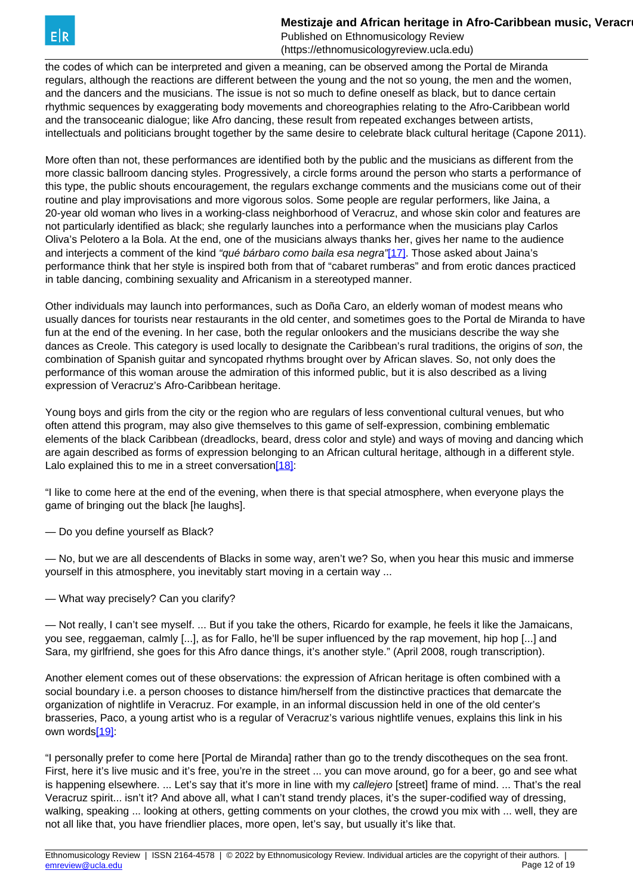the codes of which can be interpreted and given a meaning, can be observed among the Portal de Miranda regulars, although the reactions are different between the young and the not so young, the men and the women, and the dancers and the musicians. The issue is not so much to define oneself as black, but to dance certain rhythmic sequences by exaggerating body movements and choreographies relating to the Afro-Caribbean world and the transoceanic dialogue; like Afro dancing, these result from repeated exchanges between artists, intellectuals and politicians brought together by the same desire to celebrate black cultural heritage (Capone 2011).

More often than not, these performances are identified both by the public and the musicians as different from the more classic ballroom dancing styles. Progressively, a circle forms around the person who starts a performance of this type, the public shouts encouragement, the regulars exchange comments and the musicians come out of their routine and play improvisations and more vigorous solos. Some people are regular performers, like Jaina, a 20-year old woman who lives in a working-class neighborhood of Veracruz, and whose skin color and features are not particularly identified as black; she regularly launches into a performance when the musicians play Carlos Oliva's Pelotero a la Bola. At the end, one of the musicians always thanks her, gives her name to the audience and interjects a comment of the kind *"qué bárbaro como baila esa negra"*[17]. Those asked about Jaina's performance think that her style is inspired both from that of "cabaret rumberas" and from erotic dances practiced in table dancing, combining sexuality and Africanism in a stereotyped manner.

Other individuals may launch into performances, such as Doña Caro, an elderly woman of modest means who usually dances for tourists near restaurants in the old center, and sometimes goes to the Portal de Miranda to have fun at the end of the evening. In her case, both the regular onlookers and the musicians describe the way she dances as Creole. This category is used locally to designate the Caribbean's rural traditions, the origins of *son*, the combination of Spanish guitar and syncopated rhythms brought over by African slaves. So, not only does the performance of this woman arouse the admiration of this informed public, but it is also described as a living expression of Veracruz's Afro-Caribbean heritage.

Young boys and girls from the city or the region who are regulars of less conventional cultural venues, but who often attend this program, may also give themselves to this game of self-expression, combining emblematic elements of the black Caribbean (dreadlocks, beard, dress color and style) and ways of moving and dancing which are again described as forms of expression belonging to an African cultural heritage, although in a different style. Lalo explained this to me in a street conversation[18]:

"I like to come here at the end of the evening, when there is that special atmosphere, when everyone plays the game of bringing out the black [he laughs].

— Do you define yourself as Black?

— No, but we are all descendents of Blacks in some way, aren't we? So, when you hear this music and immerse yourself in this atmosphere, you inevitably start moving in a certain way ...

— What way precisely? Can you clarify?

— Not really, I can't see myself. ... But if you take the others, Ricardo for example, he feels it like the Jamaicans, you see, reggaeman, calmly [...], as for Fallo, he'll be super influenced by the rap movement, hip hop [...] and Sara, my girlfriend, she goes for this Afro dance things, it's another style." (April 2008, rough transcription).

Another element comes out of these observations: the expression of African heritage is often combined with a social boundary i.e. a person chooses to distance him/herself from the distinctive practices that demarcate the organization of nightlife in Veracruz. For example, in an informal discussion held in one of the old center's brasseries, Paco, a young artist who is a regular of Veracruz's various nightlife venues, explains this link in his own words[19]:

"I personally prefer to come here [Portal de Miranda] rather than go to the trendy discotheques on the sea front. First, here it's live music and it's free, you're in the street ... you can move around, go for a beer, go and see what is happening elsewhere. ... Let's say that it's more in line with my *callejero* [street] frame of mind. ... That's the real Veracruz spirit... isn't it? And above all, what I can't stand trendy places, it's the super-codified way of dressing, walking, speaking ... looking at others, getting comments on your clothes, the crowd you mix with ... well, they are not all like that, you have friendlier places, more open, let's say, but usually it's like that.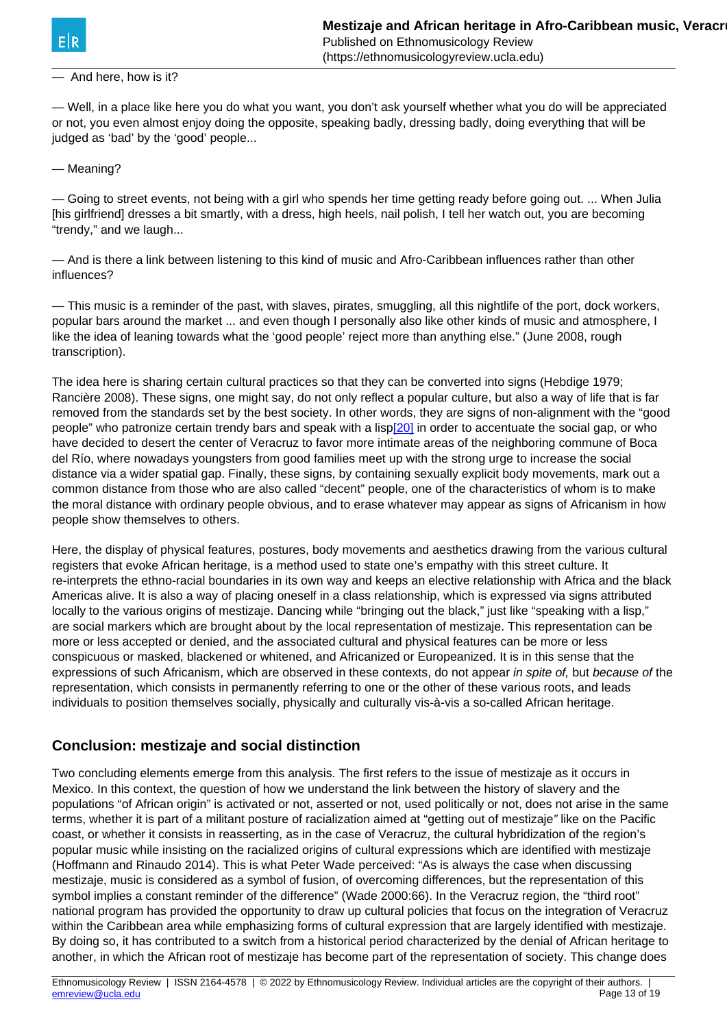— And here, how is it?

— Well, in a place like here you do what you want, you don't ask yourself whether what you do will be appreciated or not, you even almost enjoy doing the opposite, speaking badly, dressing badly, doing everything that will be judged as 'bad' by the 'good' people...

— Meaning?

— Going to street events, not being with a girl who spends her time getting ready before going out. ... When Julia [his girlfriend] dresses a bit smartly, with a dress, high heels, nail polish, I tell her watch out, you are becoming "trendy," and we laugh...

— And is there a link between listening to this kind of music and Afro-Caribbean influences rather than other influences?

— This music is a reminder of the past, with slaves, pirates, smuggling, all this nightlife of the port, dock workers, popular bars around the market ... and even though I personally also like other kinds of music and atmosphere, I like the idea of leaning towards what the 'good people' reject more than anything else." (June 2008, rough transcription).

The idea here is sharing certain cultural practices so that they can be converted into signs (Hebdige 1979; Rancière 2008). These signs, one might say, do not only reflect a popular culture, but also a way of life that is far removed from the standards set by the best society. In other words, they are signs of non-alignment with the "good people" who patronize certain trendy bars and speak with a lisp[20] in order to accentuate the social gap, or who have decided to desert the center of Veracruz to favor more intimate areas of the neighboring commune of Boca del Río, where nowadays youngsters from good families meet up with the strong urge to increase the social distance via a wider spatial gap. Finally, these signs, by containing sexually explicit body movements, mark out a common distance from those who are also called "decent" people, one of the characteristics of whom is to make the moral distance with ordinary people obvious, and to erase whatever may appear as signs of Africanism in how people show themselves to others.

Here, the display of physical features, postures, body movements and aesthetics drawing from the various cultural registers that evoke African heritage, is a method used to state one's empathy with this street culture. It re-interprets the ethno-racial boundaries in its own way and keeps an elective relationship with Africa and the black Americas alive. It is also a way of placing oneself in a class relationship, which is expressed via signs attributed locally to the various origins of mestizaje. Dancing while "bringing out the black," just like "speaking with a lisp," are social markers which are brought about by the local representation of mestizaje. This representation can be more or less accepted or denied, and the associated cultural and physical features can be more or less conspicuous or masked, blackened or whitened, and Africanized or Europeanized. It is in this sense that the expressions of such Africanism, which are observed in these contexts, do not appear *in spite of,* but *because of* the representation, which consists in permanently referring to one or the other of these various roots, and leads individuals to position themselves socially, physically and culturally vis-à-vis a so-called African heritage.

## Conclusion: mestizaje and social distinction

Two concluding elements emerge from this analysis. The first refers to the issue of mestizaje as it occurs in Mexico. In this context, the question of how we understand the link between the history of slavery and the populations "of African origin" is activated or not, asserted or not, used politically or not, does not arise in the same terms, whether it is part of a militant posture of racialization aimed at "getting out of mestizaje*"* like on the Pacific coast, or whether it consists in reasserting, as in the case of Veracruz, the cultural hybridization of the region's popular music while insisting on the racialized origins of cultural expressions which are identified with mestizaje (Hoffmann and Rinaudo 2014). This is what Peter Wade perceived: "As is always the case when discussing mestizaje, music is considered as a symbol of fusion, of overcoming differences, but the representation of this symbol implies a constant reminder of the difference" (Wade 2000:66). In the Veracruz region, the "third root" national program has provided the opportunity to draw up cultural policies that focus on the integration of Veracruz within the Caribbean area while emphasizing forms of cultural expression that are largely identified with mestizaje. By doing so, it has contributed to a switch from a historical period characterized by the denial of African heritage to another, in which the African root of mestizaje has become part of the representation of society. This change does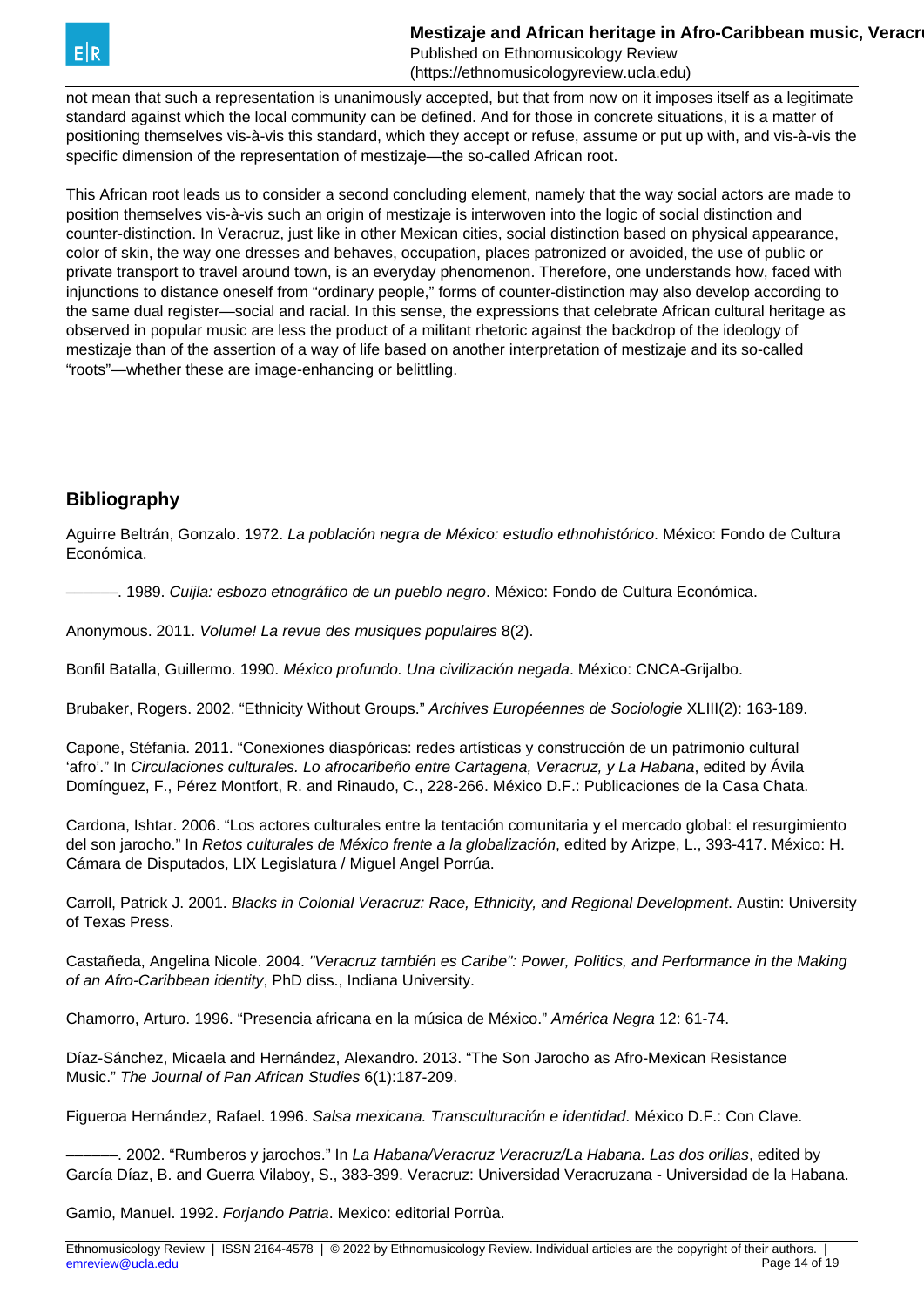not mean that such a representation is unanimously accepted, but that from now on it imposes itself as a legitimate standard against which the local community can be defined. And for those in concrete situations, it is a matter of positioning themselves vis-à-vis this standard, which they accept or refuse, assume or put up with, and vis-à-vis the specific dimension of the representation of mestizaje—the so-called African root.

This African root leads us to consider a second concluding element, namely that the way social actors are made to position themselves vis-à-vis such an origin of mestizaje is interwoven into the logic of social distinction and counter-distinction. In Veracruz, just like in other Mexican cities, social distinction based on physical appearance, color of skin, the way one dresses and behaves, occupation, places patronized or avoided, the use of public or private transport to travel around town, is an everyday phenomenon. Therefore, one understands how, faced with injunctions to distance oneself from "ordinary people," forms of counter-distinction may also develop according to the same dual register—social and racial. In this sense, the expressions that celebrate African cultural heritage as observed in popular music are less the product of a militant rhetoric against the backdrop of the ideology of mestizaje than of the assertion of a way of life based on another interpretation of mestizaje and its so-called "roots"—whether these are image-enhancing or belittling.

## Bibliography

Aguirre Beltrán, Gonzalo. 1972. *La población negra de México: estudio ethnohistórico*. México: Fondo de Cultura Económica.

———. 1989. *Cuijla: esbozo etnográfico de un pueblo negro*. México: Fondo de Cultura Económica.

Anonymous. 2011. *Volume! La revue des musiques populaires* 8(2).

Bonfil Batalla, Guillermo. 1990. *México profundo. Una civilización negada*. México: CNCA-Grijalbo.

Brubaker, Rogers. 2002. "Ethnicity Without Groups." *Archives Européennes de Sociologie* XLIII(2): 163-189.

Capone, Stéfania. 2011. "Conexiones diaspóricas: redes artísticas y construcción de un patrimonio cultural 'afro'." In *Circulaciones culturales. Lo afrocaribeño entre Cartagena, Veracruz, y La Habana*, edited by Ávila Domínguez, F., Pérez Montfort, R. and Rinaudo, C., 228-266. México D.F.: Publicaciones de la Casa Chata.

Cardona, Ishtar. 2006. "Los actores culturales entre la tentación comunitaria y el mercado global: el resurgimiento del son jarocho." In *Retos culturales de México frente a la globalización*, edited by Arizpe, L., 393-417. México: H. Cámara de Disputados, LIX Legislatura / Miguel Angel Porrúa.

Carroll, Patrick J. 2001. *Blacks in Colonial Veracruz: Race, Ethnicity, and Regional Development*. Austin: University of Texas Press.

Castañeda, Angelina Nicole. 2004. *"Veracruz también es Caribe": Power, Politics, and Performance in the Making of an Afro-Caribbean identity*, PhD diss., Indiana University.

Chamorro, Arturo. 1996. "Presencia africana en la música de México." *América Negra* 12: 61-74.

Díaz-Sánchez, Micaela and Hernández, Alexandro. 2013. "The Son Jarocho as Afro-Mexican Resistance Music." *The Journal of Pan African Studies* 6(1):187-209.

Figueroa Hernández, Rafael. 1996. *Salsa mexicana. Transculturación e identidad*. México D.F.: Con Clave.

———. 2002. "Rumberos y jarochos." In *La Habana/Veracruz Veracruz/La Habana. Las dos orillas*, edited by García Díaz, B. and Guerra Vilaboy, S., 383-399. Veracruz: Universidad Veracruzana - Universidad de la Habana.

Gamio, Manuel. 1992. *Forjando Patria*. Mexico: editorial Porrùa.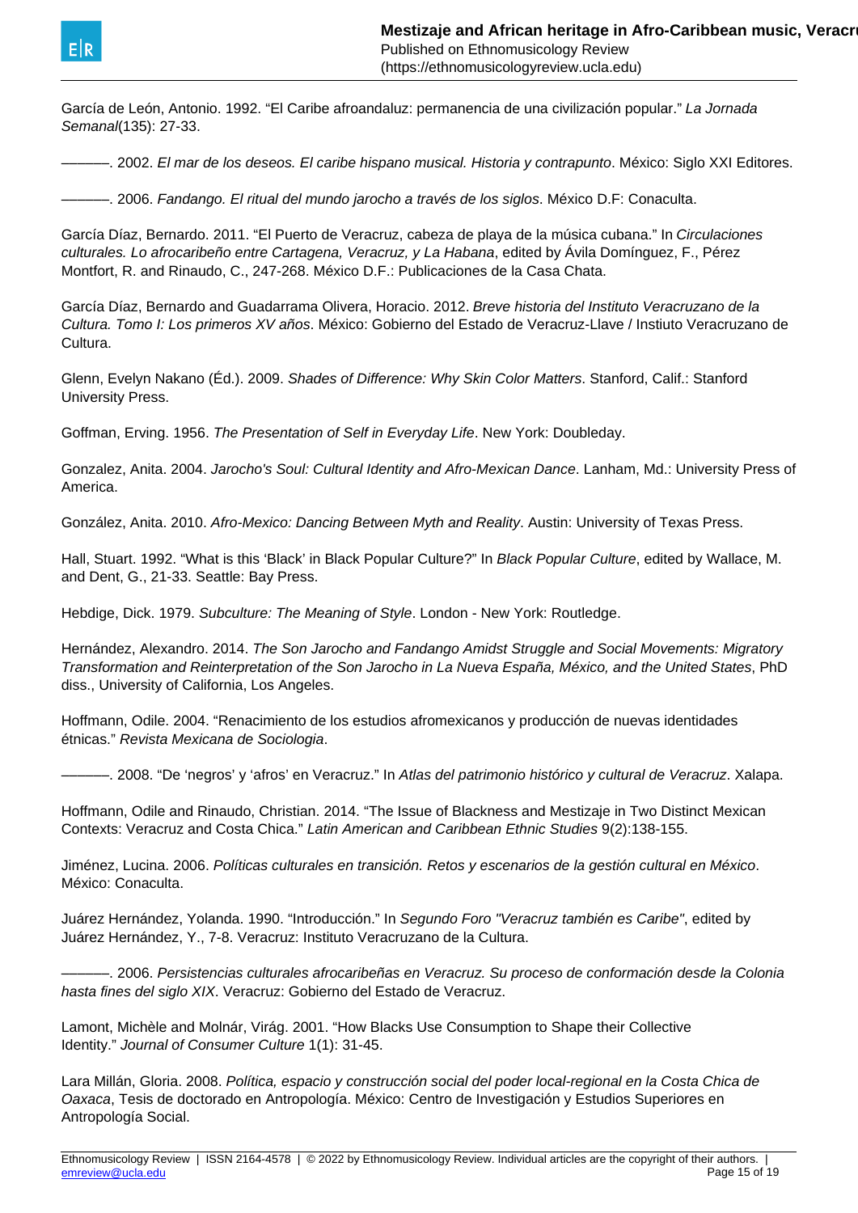García de León, Antonio. 1992. “El Caribe afroandaluz: permanencia de una civilización popular.” *La Jornada Semanal*(135): 27-33.

———. 2002. *El mar de los deseos. El caribe hispano musical. Historia y contrapunto*. México: Siglo XXI Editores.

———. 2006. *Fandango. El ritual del mundo jarocho a través de los siglos*. México D.F: Conaculta.

García Díaz, Bernardo. 2011. “El Puerto de Veracruz, cabeza de playa de la música cubana.” In *Circulaciones culturales. Lo afrocaribeño entre Cartagena, Veracruz, y La Habana*, edited by Ávila Domínguez, F., Pérez Montfort, R. and Rinaudo, C., 247-268. México D.F.: Publicaciones de la Casa Chata.

García Díaz, Bernardo and Guadarrama Olivera, Horacio. 2012. *Breve historia del Instituto Veracruzano de la Cultura. Tomo I: Los primeros XV años*. México: Gobierno del Estado de Veracruz-Llave / Instiuto Veracruzano de Cultura.

Glenn, Evelyn Nakano (Éd.). 2009. *Shades of Difference: Why Skin Color Matters*. Stanford, Calif.: Stanford University Press.

Goffman, Erving. 1956. *The Presentation of Self in Everyday Life*. New York: Doubleday.

Gonzalez, Anita. 2004. *Jarocho's Soul: Cultural Identity and Afro-Mexican Dance*. Lanham, Md.: University Press of America.

González, Anita. 2010. *Afro-Mexico: Dancing Between Myth and Reality*. Austin: University of Texas Press.

Hall, Stuart. 1992. “What is this ‘Black’ in Black Popular Culture?” In *Black Popular Culture*, edited by Wallace, M. and Dent, G., 21-33. Seattle: Bay Press.

Hebdige, Dick. 1979. *Subculture: The Meaning of Style*. London - New York: Routledge.

Hernández, Alexandro. 2014. *The Son Jarocho and Fandango Amidst Struggle and Social Movements: Migratory Transformation and Reinterpretation of the Son Jarocho in La Nueva España, México, and the United States*, PhD diss., University of California, Los Angeles.

Hoffmann, Odile. 2004. “Renacimiento de los estudios afromexicanos y producción de nuevas identidades étnicas.” *Revista Mexicana de Sociologia*.

———. 2008. “De ‘negros’ y ‘afros’ en Veracruz.” In *Atlas del patrimonio histórico y cultural de Veracruz*. Xalapa.

Hoffmann, Odile and Rinaudo, Christian. 2014. “The Issue of Blackness and Mestizaje in Two Distinct Mexican Contexts: Veracruz and Costa Chica.” *Latin American and Caribbean Ethnic Studies* 9(2):138-155.

Jiménez, Lucina. 2006. *Políticas culturales en transición. Retos y escenarios de la gestión cultural en México*. México: Conaculta.

Juárez Hernández, Yolanda. 1990. “Introducción.” In *Segundo Foro "Veracruz también es Caribe"*, edited by Juárez Hernández, Y., 7-8. Veracruz: Instituto Veracruzano de la Cultura.

———. 2006. *Persistencias culturales afrocaribeñas en Veracruz. Su proceso de conformación desde la Colonia hasta fines del siglo XIX*. Veracruz: Gobierno del Estado de Veracruz.

Lamont, Michèle and Molnár, Virág. 2001. “How Blacks Use Consumption to Shape their Collective Identity.” *Journal of Consumer Culture* 1(1): 31-45.

Lara Millán, Gloria. 2008. *Política, espacio y construcción social del poder local-regional en la Costa Chica de Oaxaca*, Tesis de doctorado en Antropología. México: Centro de Investigación y Estudios Superiores en Antropología Social.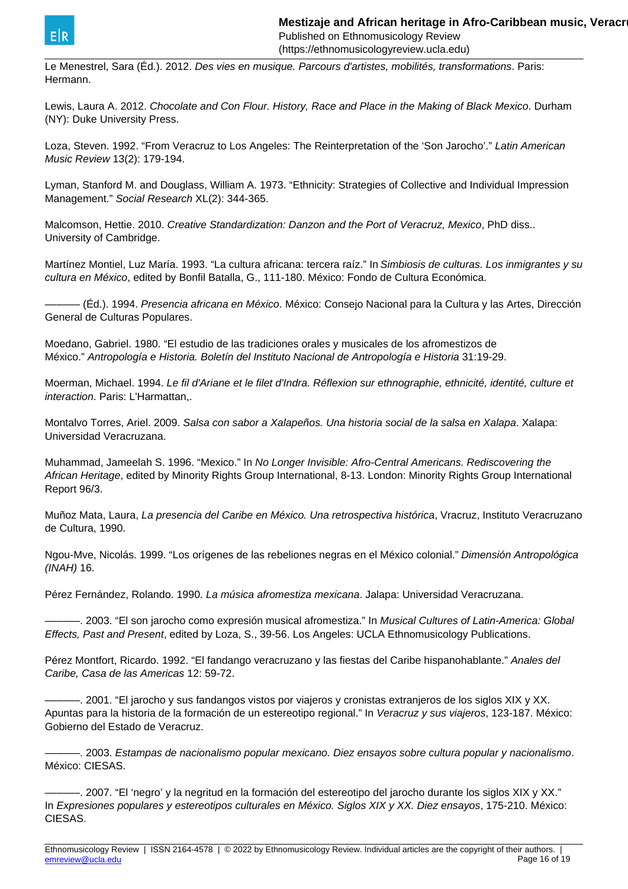Le Menestrel, Sara (Éd.). 2012. *Des vies en musique. Parcours d'artistes, mobilités, transformations*. Paris: Hermann.

Lewis, Laura A. 2012. *Chocolate and Con Flour. History, Race and Place in the Making of Black Mexico*. Durham (NY): Duke University Press.

Loza, Steven. 1992. "From Veracruz to Los Angeles: The Reinterpretation of the 'Son Jarocho'." *Latin American Music Review* 13(2): 179-194.

Lyman, Stanford M. and Douglass, William A. 1973. "Ethnicity: Strategies of Collective and Individual Impression Management." *Social Research* XL(2): 344-365.

Malcomson, Hettie. 2010. *Creative Standardization: Danzon and the Port of Veracruz, Mexico*, PhD diss.. University of Cambridge.

Martínez Montiel, Luz María. 1993. "La cultura africana: tercera raíz." In *Simbiosis de culturas. Los inmigrantes y su cultura en México*, edited by Bonfil Batalla, G., 111-180. México: Fondo de Cultura Económica.

——— (Éd.). 1994. *Presencia africana en México*. México: Consejo Nacional para la Cultura y las Artes, Dirección General de Culturas Populares.

Moedano, Gabriel. 1980. "El estudio de las tradiciones orales y musicales de los afromestizos de México." *Antropología e Historia. Boletín del Instituto Nacional de Antropología e Historia* 31:19-29.

Moerman, Michael. 1994. *Le fil d'Ariane et le filet d'Indra. Réflexion sur ethnographie, ethnicité, identité, culture et interaction*. Paris: L'Harmattan,.

Montalvo Torres, Ariel. 2009. *Salsa con sabor a Xalapeños. Una historia social de la salsa en Xalapa*. Xalapa: Universidad Veracruzana.

Muhammad, Jameelah S. 1996. "Mexico." In *No Longer Invisible: Afro-Central Americans. Rediscovering the African Heritage*, edited by Minority Rights Group International, 8-13. London: Minority Rights Group International Report 96/3.

Muñoz Mata, Laura, *La presencia del Caribe en México. Una retrospectiva histórica*, Vracruz, Instituto Veracruzano de Cultura, 1990.

Ngou-Mve, Nicolás. 1999. "Los orígenes de las rebeliones negras en el México colonial." *Dimensión Antropológica (INAH)* 16.

Pérez Fernández, Rolando. 1990. *La música afromestiza mexicana*. Jalapa: Universidad Veracruzana.

———. 2003. "El son jarocho como expresión musical afromestiza." In *Musical Cultures of Latin-America: Global Effects, Past and Present*, edited by Loza, S., 39-56. Los Angeles: UCLA Ethnomusicology Publications.

Pérez Montfort, Ricardo. 1992. "El fandango veracruzano y las fiestas del Caribe hispanohablante." *Anales del Caribe, Casa de las Americas* 12: 59-72.

———. 2001. "El jarocho y sus fandangos vistos por viajeros y cronistas extranjeros de los siglos XIX y XX. Apuntas para la historia de la formación de un estereotipo regional." In *Veracruz y sus viajeros*, 123-187. México: Gobierno del Estado de Veracruz.

———. 2003. *Estampas de nacionalismo popular mexicano. Diez ensayos sobre cultura popular y nacionalismo*. México: CIESAS.

———. 2007. "El 'negro' y la negritud en la formación del estereotipo del jarocho durante los siglos XIX y XX." In *Expresiones populares y estereotipos culturales en México. Siglos XIX y XX. Diez ensayos*, 175-210. México: CIESAS.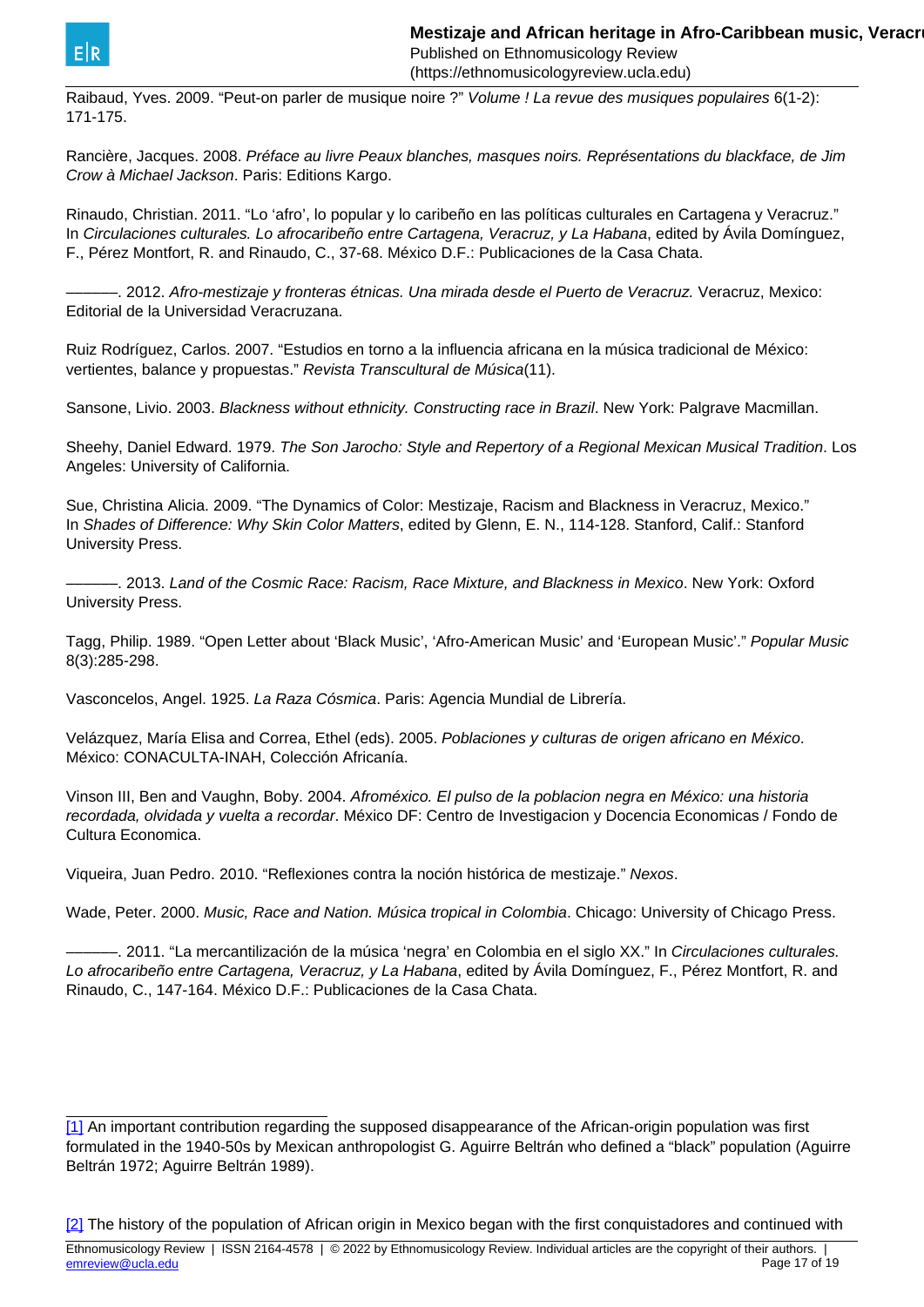Raibaud, Yves. 2009. “Peut-on parler de musique noire ?” *Volume ! La revue des musiques populaires* 6(1-2): 171-175.

Rancière, Jacques. 2008. *Préface au livre Peaux blanches, masques noirs. Représentations du blackface, de Jim Crow à Michael Jackson*. Paris: Editions Kargo.

Rinaudo, Christian. 2011. “Lo ‘afro’, lo popular y lo caribeño en las políticas culturales en Cartagena y Veracruz.” In *Circulaciones culturales. Lo afrocaribeño entre Cartagena, Veracruz, y La Habana*, edited by Ávila Domínguez, F., Pérez Montfort, R. and Rinaudo, C., 37-68. México D.F.: Publicaciones de la Casa Chata.

———. 2012. *Afro-mestizaje y fronteras étnicas. Una mirada desde el Puerto de Veracruz.* Veracruz, Mexico: Editorial de la Universidad Veracruzana.

Ruiz Rodríguez, Carlos. 2007. “Estudios en torno a la influencia africana en la música tradicional de México: vertientes, balance y propuestas.” *Revista Transcultural de Música*(11).

Sansone, Livio. 2003. *Blackness without ethnicity. Constructing race in Brazil*. New York: Palgrave Macmillan.

Sheehy, Daniel Edward. 1979. *The Son Jarocho: Style and Repertory of a Regional Mexican Musical Tradition*. Los Angeles: University of California.

Sue, Christina Alicia. 2009. “The Dynamics of Color: Mestizaje, Racism and Blackness in Veracruz, Mexico.” In *Shades of Difference: Why Skin Color Matters*, edited by Glenn, E. N., 114-128. Stanford, Calif.: Stanford University Press.

———. 2013. *Land of the Cosmic Race: Racism, Race Mixture, and Blackness in Mexico*. New York: Oxford University Press.

Tagg, Philip. 1989. “Open Letter about ‘Black Music’, ‘Afro-American Music’ and ‘European Music’.” *Popular Music* 8(3):285-298.

Vasconcelos, Angel. 1925. *La Raza Cósmica*. Paris: Agencia Mundial de Librería.

Velázquez, María Elisa and Correa, Ethel (eds). 2005. *Poblaciones y culturas de origen africano en México*. México: CONACULTA-INAH, Colección Africanía.

Vinson III, Ben and Vaughn, Boby. 2004. *Afroméxico. El pulso de la poblacion negra en México: una historia recordada, olvidada y vuelta a recordar*. México DF: Centro de Investigacion y Docencia Economicas / Fondo de Cultura Economica.

Viqueira, Juan Pedro. 2010. “Reflexiones contra la noción histórica de mestizaje.” *Nexos*.

Wade, Peter. 2000. *Music, Race and Nation. Música tropical in Colombia*. Chicago: University of Chicago Press.

———. 2011. “La mercantilización de la música ‘negra’ en Colombia en el siglo XX.” In *Circulaciones culturales. Lo afrocaribeño entre Cartagena, Veracruz, y La Habana*, edited by Ávila Domínguez, F., Pérez Montfort, R. and Rinaudo, C., 147-164. México D.F.: Publicaciones de la Casa Chata.

---

[1] An important contribution regarding the supposed disappearance of the African-origin population was first formulated in the 1940-50s by Mexican anthropologist G. Aguirre Beltrán who defined a “black” population (Aguirre Beltrán 1972; Aguirre Beltrán 1989).

[2] The history of the population of African origin in Mexico began with the first conquistadores and continued with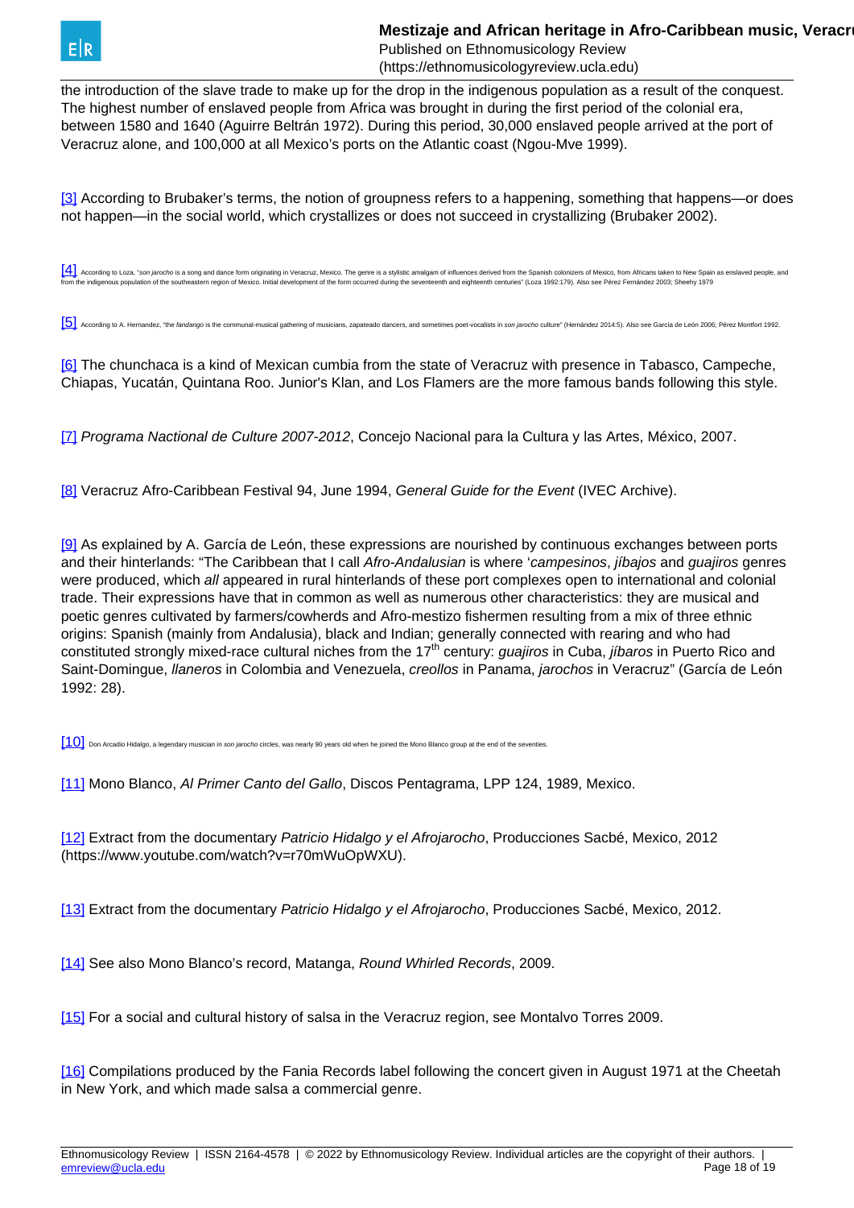the introduction of the slave trade to make up for the drop in the indigenous population as a result of the conquest. The highest number of enslaved people from Africa was brought in during the first period of the colonial era, between 1580 and 1640 (Aguirre Beltrán 1972). During this period, 30,000 enslaved people arrived at the port of Veracruz alone, and 100,000 at all Mexico's ports on the Atlantic coast (Ngou-Mve 1999).

[3] According to Brubaker's terms, the notion of groupness refers to a happening, something that happens—or does not happen—in the social world, which crystallizes or does not succeed in crystallizing (Brubaker 2002).

[4] According to Loza, "*son jarocho* is a song and dance form originating in Veracruz, Mexico. The genre is a stylistic amalgam of influences derived from the Spanish colonizers of Mexico, from Africans taken to New Spain as enslaved people, and from the indigenous population of the southeastern region of Mexico. Initial development of the form occurred during the seventeenth and eighteenth centuries" (Loza 1992:179). Also see Pérez Fernández 2003; Sheehy 1979

[5] According to A. Hernandez, "the *fandango* is the communal-musical gathering of musicians, zapateado dancers, and sometimes poet-vocalists in *son jarocho* culture" (Hernández 2014:5). Also see García de León 2006; Pérez Montfort 1992.

[6] The chunchaca is a kind of Mexican cumbia from the state of Veracruz with presence in Tabasco, Campeche, Chiapas, Yucatán, Quintana Roo. Junior's Klan, and Los Flamers are the more famous bands following this style.

[7] *Programa Nactional de Culture 2007-2012*, Concejo Nacional para la Cultura y las Artes, México, 2007.

[8] Veracruz Afro-Caribbean Festival 94, June 1994, *General Guide for the Event* (IVEC Archive).

[9] As explained by A. García de León, these expressions are nourished by continuous exchanges between ports and their hinterlands: "The Caribbean that I call *Afro-Andalusian* is where '*campesinos*, *jíbajos* and *guajiros* genres were produced, which *all* appeared in rural hinterlands of these port complexes open to international and colonial trade. Their expressions have that in common as well as numerous other characteristics: they are musical and poetic genres cultivated by farmers/cowherds and Afro-mestizo fishermen resulting from a mix of three ethnic origins: Spanish (mainly from Andalusia), black and Indian; generally connected with rearing and who had constituted strongly mixed-race cultural niches from the 17th century: *guajiros* in Cuba, *jíbaros* in Puerto Rico and Saint-Domingue, *llaneros* in Colombia and Venezuela, *creollos* in Panama, *jarochos* in Veracruz" (García de León 1992: 28).

[10] Don Arcadio Hidalgo, a legendary musician in *son jarocho* circles, was nearly 90 years old when he joined the Mono Blanco group at the end of the seventies.

[11] Mono Blanco, *Al Primer Canto del Gallo*, Discos Pentagrama, LPP 124, 1989, Mexico.

[12] Extract from the documentary *Patricio Hidalgo y el Afrojarocho*, Producciones Sacbé, Mexico, 2012 (https://www.youtube.com/watch?v=r70mWuOpWXU).

[13] Extract from the documentary *Patricio Hidalgo y el Afrojarocho*, Producciones Sacbé, Mexico, 2012.

[14] See also Mono Blanco's record, Matanga, *Round Whirled Records*, 2009.

[15] For a social and cultural history of salsa in the Veracruz region, see Montalvo Torres 2009.

[16] Compilations produced by the Fania Records label following the concert given in August 1971 at the Cheetah in New York, and which made salsa a commercial genre.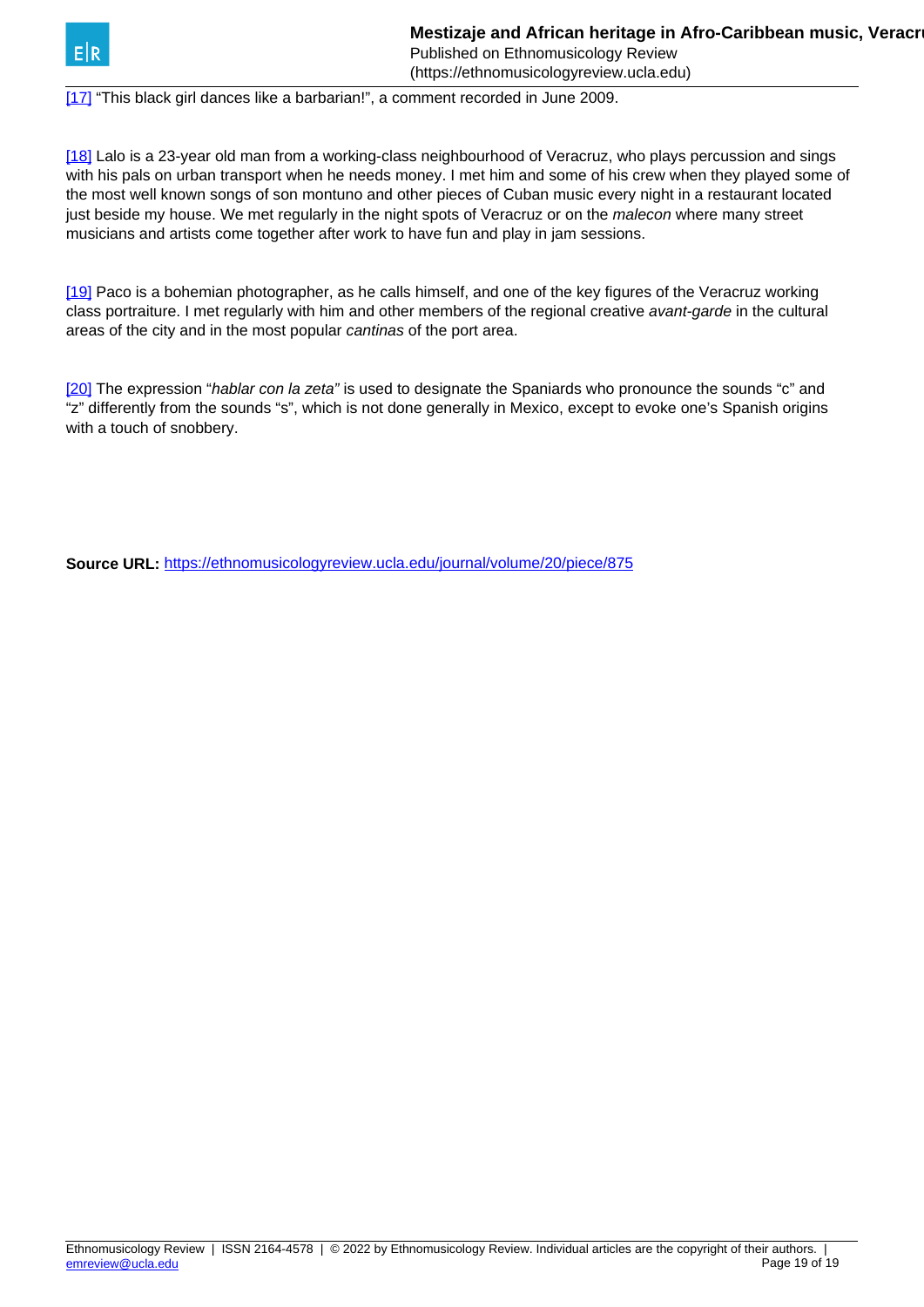[17] “This black girl dances like a barbarian!”, a comment recorded in June 2009.

[18] Lalo is a 23-year old man from a working-class neighbourhood of Veracruz, who plays percussion and sings with his pals on urban transport when he needs money. I met him and some of his crew when they played some of the most well known songs of son montuno and other pieces of Cuban music every night in a restaurant located just beside my house. We met regularly in the night spots of Veracruz or on the *malecon* where many street musicians and artists come together after work to have fun and play in jam sessions.

[19] Paco is a bohemian photographer, as he calls himself, and one of the key figures of the Veracruz working class portraiture. I met regularly with him and other members of the regional creative *avant-garde* in the cultural areas of the city and in the most popular *cantinas* of the port area.

[20] The expression “*hablar con la zeta”* is used to designate the Spaniards who pronounce the sounds “c” and “z” differently from the sounds “s”, which is not done generally in Mexico, except to evoke one’s Spanish origins with a touch of snobbery.

**Source URL:** https://ethnomusicologyreview.ucla.edu/journal/volume/20/piece/875